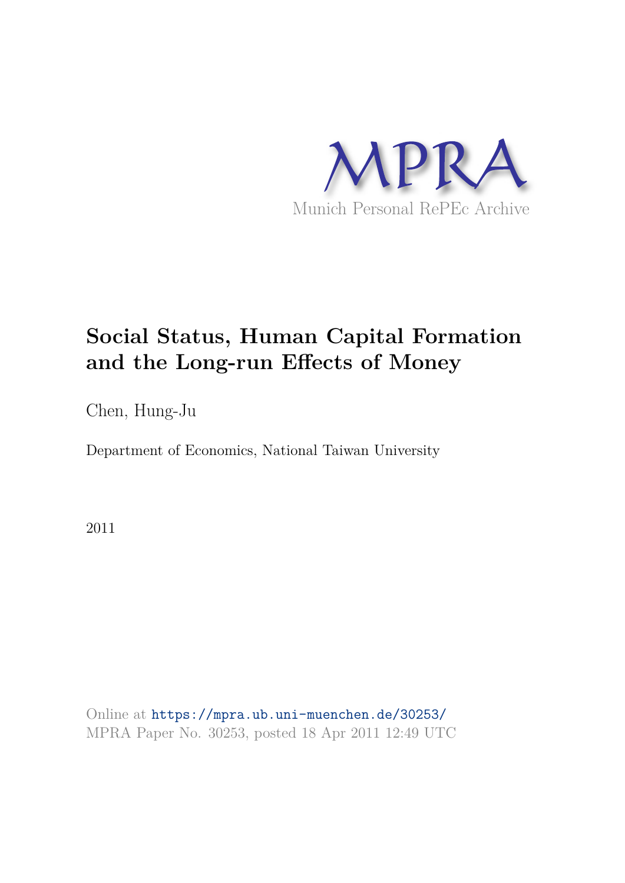MPRA

Munich Personal RePEc Archive

# Social Status, Human Capital Formation and the Long-run Effects of Money

Chen, Hung-Ju

Department of Economics, National Taiwan University

2011

Online at https://mpra.ub.uni-muenchen.de/30253/
MPRA Paper No. 30253, posted 18 Apr 2011 12:49 UTC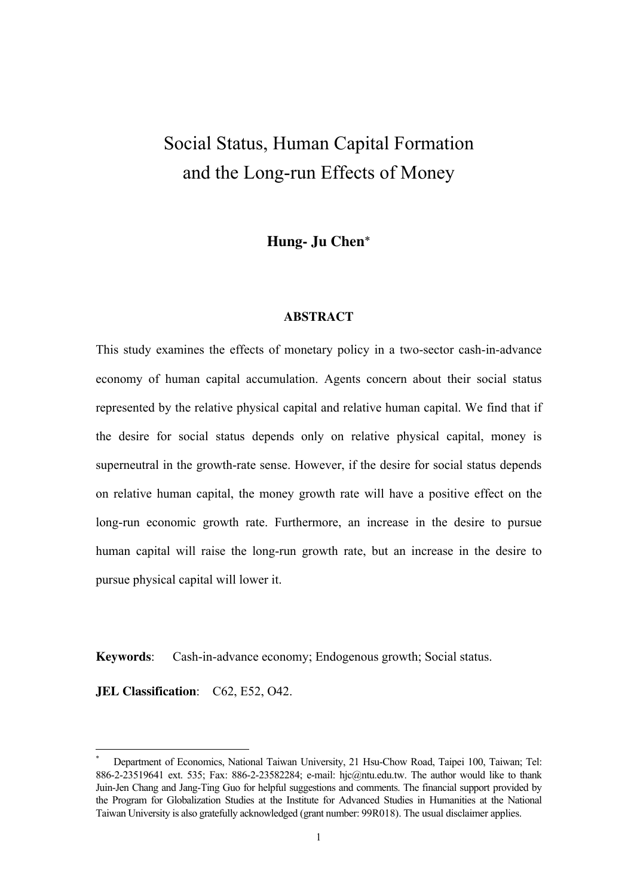# Social Status, Human Capital Formation and the Long-run Effects of Money

**Hung- Ju Chen***

**ABSTRACT**

This study examines the effects of monetary policy in a two-sector cash-in-advance economy of human capital accumulation. Agents concern about their social status represented by the relative physical capital and relative human capital. We find that if the desire for social status depends only on relative physical capital, money is superneutral in the growth-rate sense. However, if the desire for social status depends on relative human capital, the money growth rate will have a positive effect on the long-run economic growth rate. Furthermore, an increase in the desire to pursue human capital will raise the long-run growth rate, but an increase in the desire to pursue physical capital will lower it.

**Keywords**: Cash-in-advance economy; Endogenous growth; Social status.

**JEL Classification**: C62, E52, O42.

---

* Department of Economics, National Taiwan University, 21 Hsu-Chow Road, Taipei 100, Taiwan; Tel: 886-2-23519641 ext. 535; Fax: 886-2-23582284; e-mail: hjc@ntu.edu.tw. The author would like to thank Juin-Jen Chang and Jang-Ting Guo for helpful suggestions and comments. The financial support provided by the Program for Globalization Studies at the Institute for Advanced Studies in Humanities at the National Taiwan University is also gratefully acknowledged (grant number: 99R018). The usual disclaimer applies.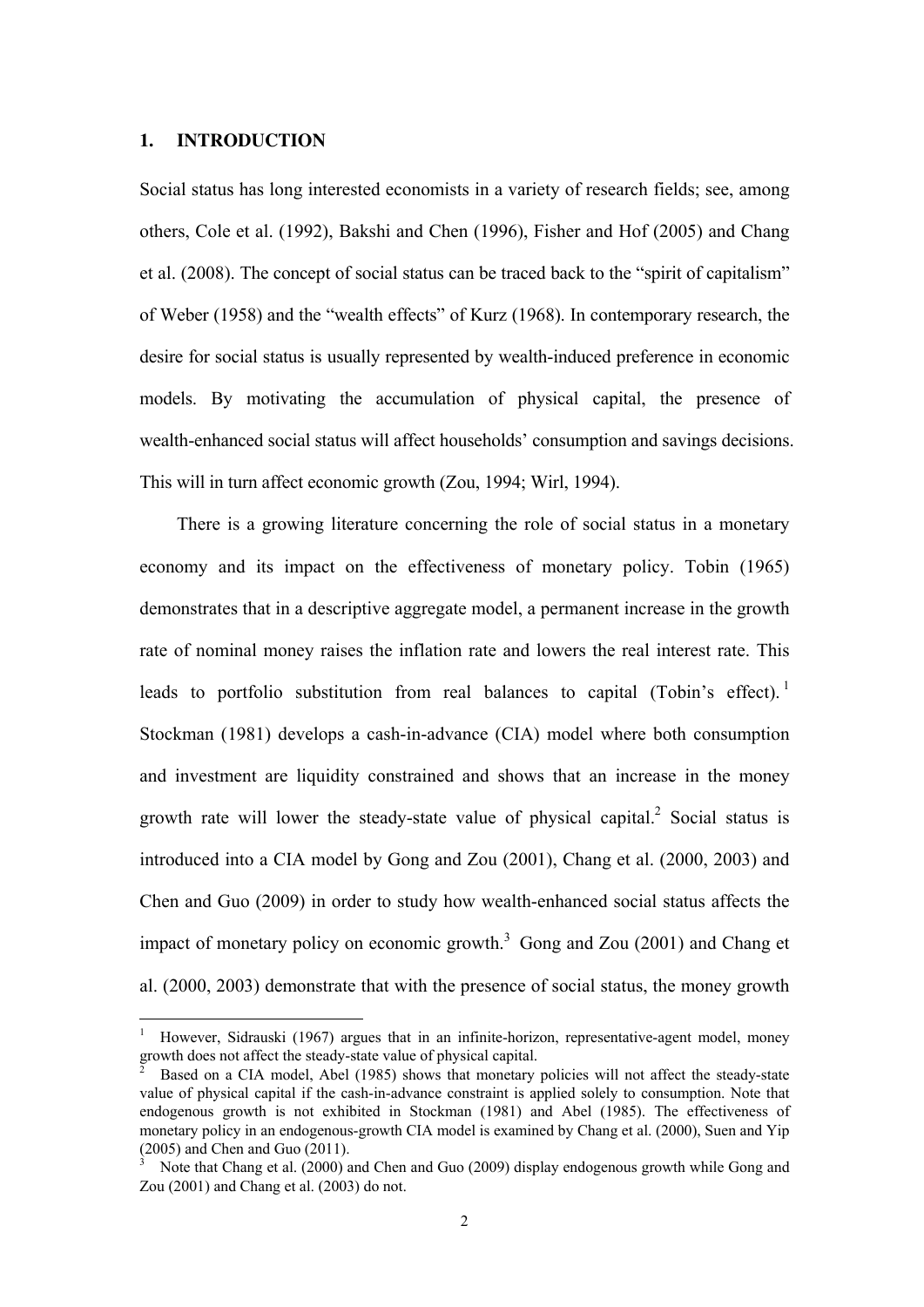## 1. INTRODUCTION

Social status has long interested economists in a variety of research fields; see, among others, Cole et al. (1992), Bakshi and Chen (1996), Fisher and Hof (2005) and Chang et al. (2008). The concept of social status can be traced back to the "spirit of capitalism" of Weber (1958) and the "wealth effects" of Kurz (1968). In contemporary research, the desire for social status is usually represented by wealth-induced preference in economic models. By motivating the accumulation of physical capital, the presence of wealth-enhanced social status will affect households' consumption and savings decisions. This will in turn affect economic growth (Zou, 1994; Wirl, 1994).

There is a growing literature concerning the role of social status in a monetary economy and its impact on the effectiveness of monetary policy. Tobin (1965) demonstrates that in a descriptive aggregate model, a permanent increase in the growth rate of nominal money raises the inflation rate and lowers the real interest rate. This leads to portfolio substitution from real balances to capital (Tobin's effect).[1] Stockman (1981) develops a cash-in-advance (CIA) model where both consumption and investment are liquidity constrained and shows that an increase in the money growth rate will lower the steady-state value of physical capital.[2] Social status is introduced into a CIA model by Gong and Zou (2001), Chang et al. (2000, 2003) and Chen and Guo (2009) in order to study how wealth-enhanced social status affects the impact of monetary policy on economic growth.[3] Gong and Zou (2001) and Chang et al. (2000, 2003) demonstrate that with the presence of social status, the money growth

---

[1] However, Sidrauski (1967) argues that in an infinite-horizon, representative-agent model, money growth does not affect the steady-state value of physical capital.

[2] Based on a CIA model, Abel (1985) shows that monetary policies will not affect the steady-state value of physical capital if the cash-in-advance constraint is applied solely to consumption. Note that endogenous growth is not exhibited in Stockman (1981) and Abel (1985). The effectiveness of monetary policy in an endogenous-growth CIA model is examined by Chang et al. (2000), Suen and Yip (2005) and Chen and Guo (2011).

[3] Note that Chang et al. (2000) and Chen and Guo (2009) display endogenous growth while Gong and Zou (2001) and Chang et al. (2003) do not.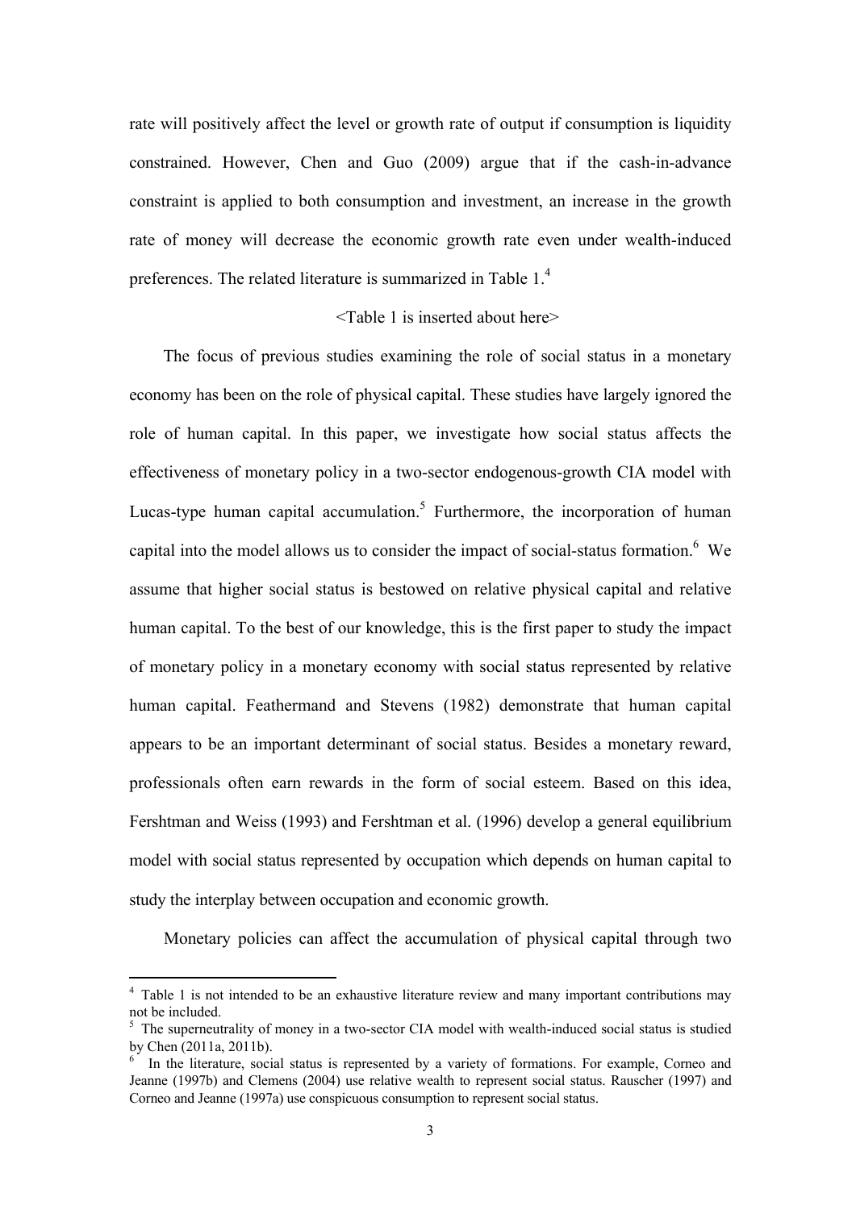rate will positively affect the level or growth rate of output if consumption is liquidity constrained. However, Chen and Guo (2009) argue that if the cash-in-advance constraint is applied to both consumption and investment, an increase in the growth rate of money will decrease the economic growth rate even under wealth-induced preferences. The related literature is summarized in Table 1.[4]

<Table 1 is inserted about here>

The focus of previous studies examining the role of social status in a monetary economy has been on the role of physical capital. These studies have largely ignored the role of human capital. In this paper, we investigate how social status affects the effectiveness of monetary policy in a two-sector endogenous-growth CIA model with Lucas-type human capital accumulation.[5] Furthermore, the incorporation of human capital into the model allows us to consider the impact of social-status formation.[6] We assume that higher social status is bestowed on relative physical capital and relative human capital. To the best of our knowledge, this is the first paper to study the impact of monetary policy in a monetary economy with social status represented by relative human capital. Feathermand and Stevens (1982) demonstrate that human capital appears to be an important determinant of social status. Besides a monetary reward, professionals often earn rewards in the form of social esteem. Based on this idea, Fershtman and Weiss (1993) and Fershtman et al. (1996) develop a general equilibrium model with social status represented by occupation which depends on human capital to study the interplay between occupation and economic growth.

Monetary policies can affect the accumulation of physical capital through two

---

[4] Table 1 is not intended to be an exhaustive literature review and many important contributions may not be included.

[5] The superneutrality of money in a two-sector CIA model with wealth-induced social status is studied by Chen (2011a, 2011b).

[6] In the literature, social status is represented by a variety of formations. For example, Corneo and Jeanne (1997b) and Clemens (2004) use relative wealth to represent social status. Rauscher (1997) and Corneo and Jeanne (1997a) use conspicuous consumption to represent social status.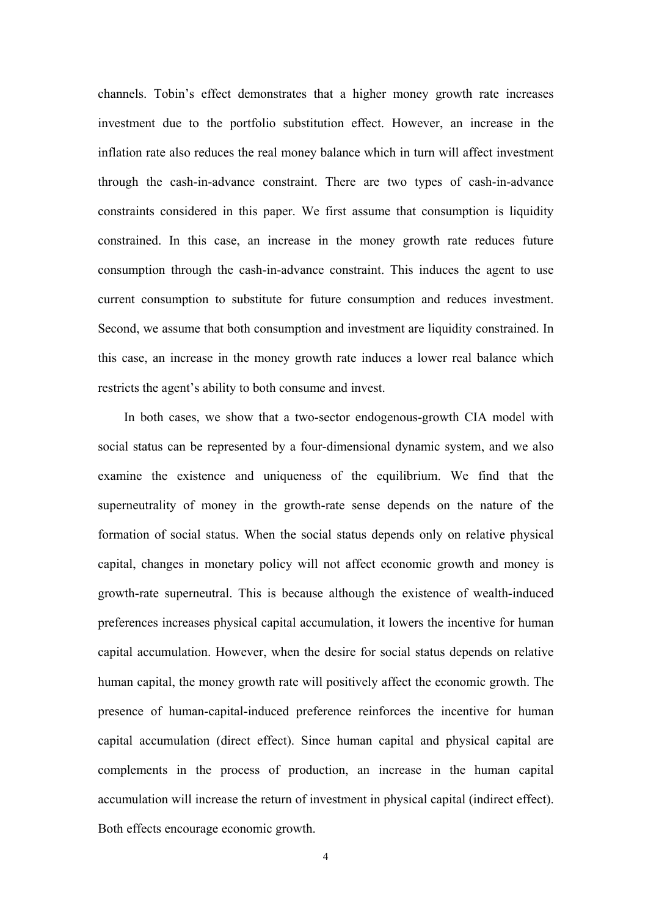channels. Tobin's effect demonstrates that a higher money growth rate increases investment due to the portfolio substitution effect. However, an increase in the inflation rate also reduces the real money balance which in turn will affect investment through the cash-in-advance constraint. There are two types of cash-in-advance constraints considered in this paper. We first assume that consumption is liquidity constrained. In this case, an increase in the money growth rate reduces future consumption through the cash-in-advance constraint. This induces the agent to use current consumption to substitute for future consumption and reduces investment. Second, we assume that both consumption and investment are liquidity constrained. In this case, an increase in the money growth rate induces a lower real balance which restricts the agent's ability to both consume and invest.

In both cases, we show that a two-sector endogenous-growth CIA model with social status can be represented by a four-dimensional dynamic system, and we also examine the existence and uniqueness of the equilibrium. We find that the superneutrality of money in the growth-rate sense depends on the nature of the formation of social status. When the social status depends only on relative physical capital, changes in monetary policy will not affect economic growth and money is growth-rate superneutral. This is because although the existence of wealth-induced preferences increases physical capital accumulation, it lowers the incentive for human capital accumulation. However, when the desire for social status depends on relative human capital, the money growth rate will positively affect the economic growth. The presence of human-capital-induced preference reinforces the incentive for human capital accumulation (direct effect). Since human capital and physical capital are complements in the process of production, an increase in the human capital accumulation will increase the return of investment in physical capital (indirect effect). Both effects encourage economic growth.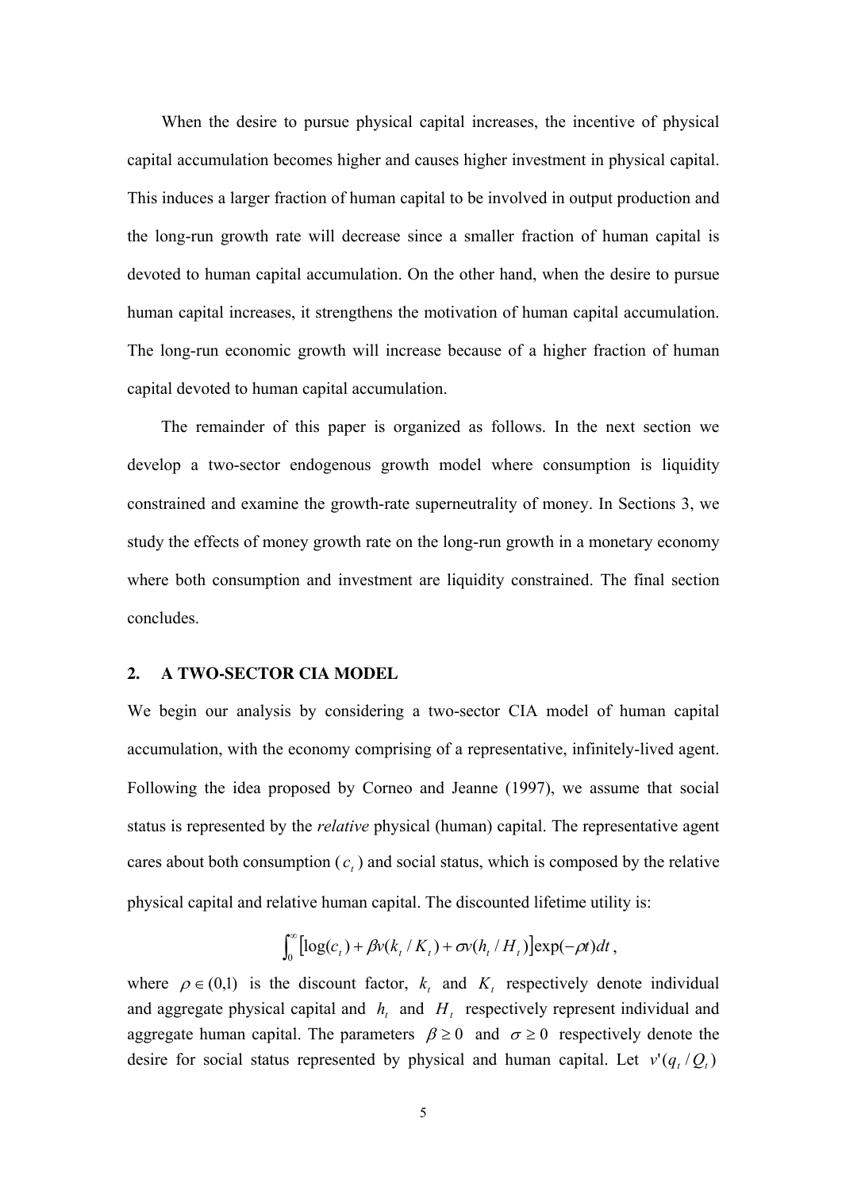When the desire to pursue physical capital increases, the incentive of physical capital accumulation becomes higher and causes higher investment in physical capital. This induces a larger fraction of human capital to be involved in output production and the long-run growth rate will decrease since a smaller fraction of human capital is devoted to human capital accumulation. On the other hand, when the desire to pursue human capital increases, it strengthens the motivation of human capital accumulation. The long-run economic growth will increase because of a higher fraction of human capital devoted to human capital accumulation.

The remainder of this paper is organized as follows. In the next section we develop a two-sector endogenous growth model where consumption is liquidity constrained and examine the growth-rate superneutrality of money. In Sections 3, we study the effects of money growth rate on the long-run growth in a monetary economy where both consumption and investment are liquidity constrained. The final section concludes.

## 2. A TWO-SECTOR CIA MODEL

We begin our analysis by considering a two-sector CIA model of human capital accumulation, with the economy comprising of a representative, infinitely-lived agent. Following the idea proposed by Corneo and Jeanne (1997), we assume that social status is represented by the *relative* physical (human) capital. The representative agent cares about both consumption ($c_t$) and social status, which is composed by the relative physical capital and relative human capital. The discounted lifetime utility is:

$$\int_0^\infty \left[\log(c_t) + \beta v(k_t / K_t) + \sigma v(h_t / H_t)\right]\exp(-\rho t)dt,$$

where $\rho \in (0,1)$ is the discount factor, $k_t$ and $K_t$ respectively denote individual and aggregate physical capital and $h_t$ and $H_t$ respectively represent individual and aggregate human capital. The parameters $\beta \geq 0$ and $\sigma \geq 0$ respectively denote the desire for social status represented by physical and human capital. Let $v'(q_t / Q_t)$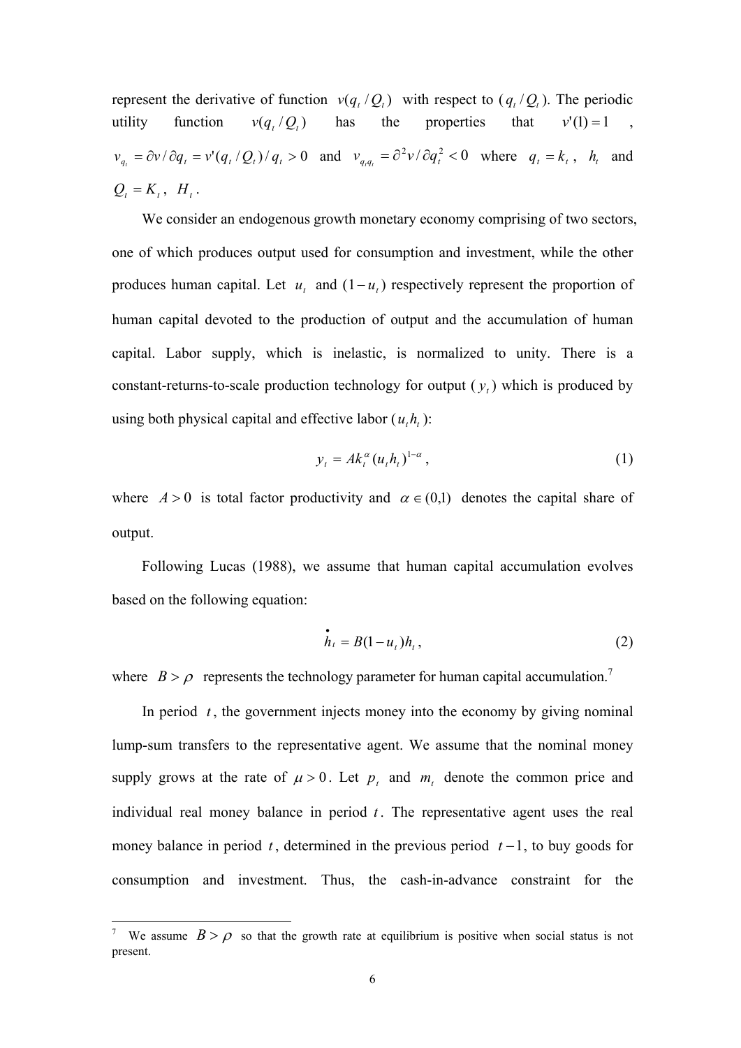represent the derivative of function $v(q_t / Q_t)$ with respect to ($q_t / Q_t$). The periodic utility function $v(q_t / Q_t)$ has the properties that $v'(1) = 1$, $v_{q_t} = \partial v / \partial q_t = v'(q_t / Q_t) / q_t > 0$ and $v_{q_t q_t} = \partial^2 v / \partial q_t^2 < 0$ where $q_t = k_t$, $h_t$ and $Q_t = K_t$, $H_t$.

We consider an endogenous growth monetary economy comprising of two sectors, one of which produces output used for consumption and investment, while the other produces human capital. Let $u_t$ and $(1 - u_t)$ respectively represent the proportion of human capital devoted to the production of output and the accumulation of human capital. Labor supply, which is inelastic, is normalized to unity. There is a constant-returns-to-scale production technology for output ($y_t$) which is produced by using both physical capital and effective labor ($u_t h_t$):

$$y_t = A k_t^{\alpha} (u_t h_t)^{1-\alpha}, \tag{1}$$

where $A > 0$ is total factor productivity and $\alpha \in (0,1)$ denotes the capital share of output.

Following Lucas (1988), we assume that human capital accumulation evolves based on the following equation:

$$\dot{h}_t = B(1 - u_t) h_t, \tag{2}$$

where $B > \rho$ represents the technology parameter for human capital accumulation.[7]

In period $t$, the government injects money into the economy by giving nominal lump-sum transfers to the representative agent. We assume that the nominal money supply grows at the rate of $\mu > 0$. Let $p_t$ and $m_t$ denote the common price and individual real money balance in period $t$. The representative agent uses the real money balance in period $t$, determined in the previous period $t-1$, to buy goods for consumption and investment. Thus, the cash-in-advance constraint for the

[7] We assume $B > \rho$ so that the growth rate at equilibrium is positive when social status is not present.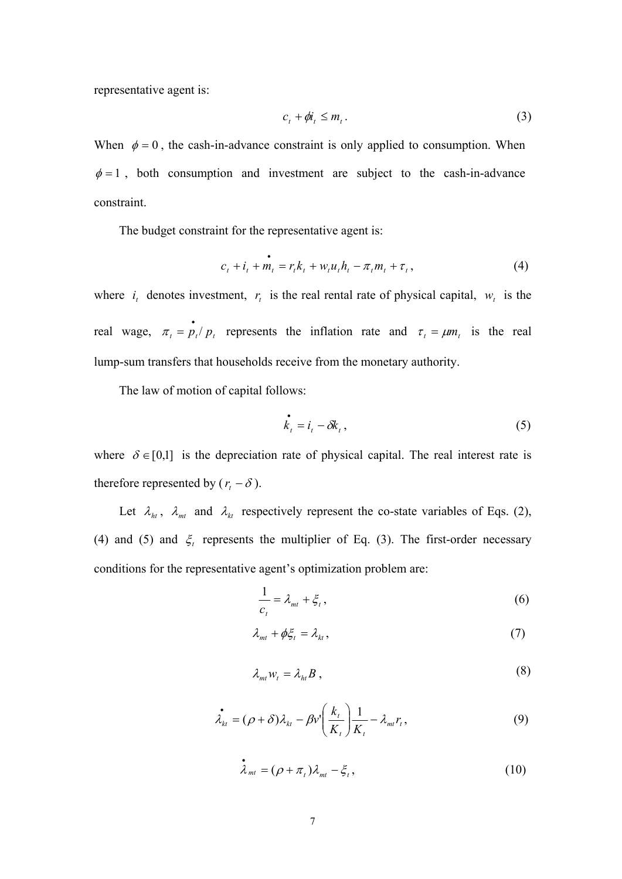representative agent is:

$$c_t + \phi i_t \leq m_t . \tag{3}$$

When $\phi = 0$, the cash-in-advance constraint is only applied to consumption. When $\phi = 1$, both consumption and investment are subject to the cash-in-advance constraint.

The budget constraint for the representative agent is:

$$c_t + i_t + \dot{m}_t = r_t k_t + w_t u_t h_t - \pi_t m_t + \tau_t , \tag{4}$$

where $i_t$ denotes investment, $r_t$ is the real rental rate of physical capital, $w_t$ is the real wage, $\pi_t = \dot{p}_t / p_t$ represents the inflation rate and $\tau_t = \mu m_t$ is the real lump-sum transfers that households receive from the monetary authority.

The law of motion of capital follows:

$$\dot{k}_t = i_t - \delta k_t , \tag{5}$$

where $\delta \in [0,1]$ is the depreciation rate of physical capital. The real interest rate is therefore represented by ($r_t - \delta$).

Let $\lambda_{ht}$, $\lambda_{mt}$ and $\lambda_{kt}$ respectively represent the co-state variables of Eqs. (2), (4) and (5) and $\xi_t$ represents the multiplier of Eq. (3). The first-order necessary conditions for the representative agent's optimization problem are:

$$\frac{1}{c_t} = \lambda_{mt} + \xi_t , \tag{6}$$

$$\lambda_{mt} + \phi \xi_t = \lambda_{kt} , \tag{7}$$

$$\lambda_{mt} w_t = \lambda_{ht} B , \tag{8}$$

$$\dot{\lambda}_{kt} = (\rho + \delta)\lambda_{kt} - \beta v'\left(\frac{k_t}{K_t}\right)\frac{1}{K_t} - \lambda_{mt} r_t , \tag{9}$$

$$\dot{\lambda}_{mt} = (\rho + \pi_t)\lambda_{mt} - \xi_t , \tag{10}$$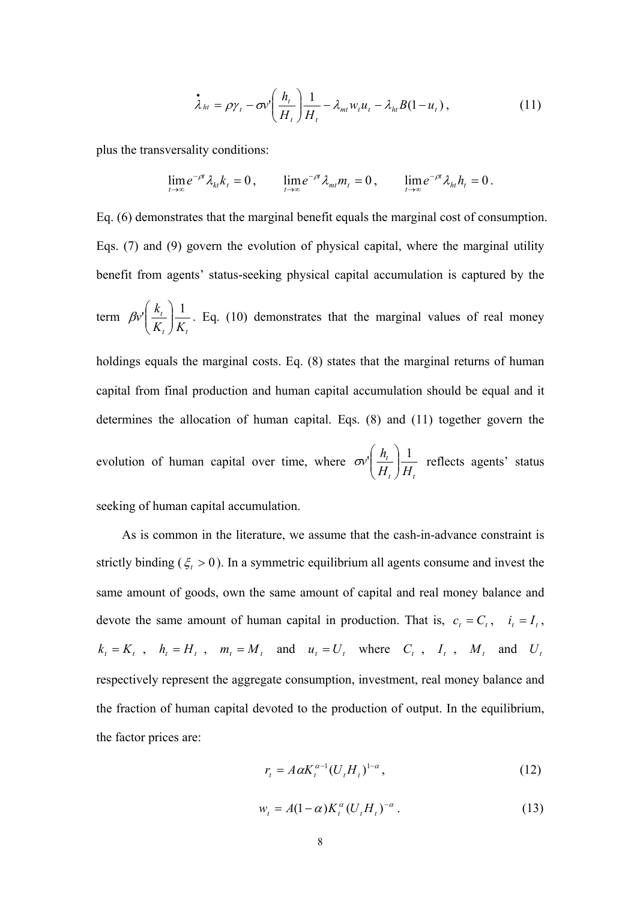$$\dot{\lambda}_{ht} = \rho\gamma_t - \sigma v'\left(\frac{h_t}{H_t}\right)\frac{1}{H_t} - \lambda_{mt} w_t u_t - \lambda_{ht} B(1-u_t), \tag{11}$$

plus the transversality conditions:

$$\lim_{t\to\infty} e^{-\rho t}\lambda_{kt} k_t = 0, \qquad \lim_{t\to\infty} e^{-\rho t}\lambda_{mt} m_t = 0, \qquad \lim_{t\to\infty} e^{-\rho t}\lambda_{ht} h_t = 0.$$

Eq. (6) demonstrates that the marginal benefit equals the marginal cost of consumption. Eqs. (7) and (9) govern the evolution of physical capital, where the marginal utility benefit from agents' status-seeking physical capital accumulation is captured by the term $\beta v'\left(\frac{k_t}{K_t}\right)\frac{1}{K_t}$. Eq. (10) demonstrates that the marginal values of real money holdings equals the marginal costs. Eq. (8) states that the marginal returns of human capital from final production and human capital accumulation should be equal and it determines the allocation of human capital. Eqs. (8) and (11) together govern the evolution of human capital over time, where $\sigma v'\left(\frac{h_t}{H_t}\right)\frac{1}{H_t}$ reflects agents' status seeking of human capital accumulation.

As is common in the literature, we assume that the cash-in-advance constraint is strictly binding ($\xi_t > 0$). In a symmetric equilibrium all agents consume and invest the same amount of goods, own the same amount of capital and real money balance and devote the same amount of human capital in production. That is, $c_t = C_t$, $i_t = I_t$, $k_t = K_t$, $h_t = H_t$, $m_t = M_t$ and $u_t = U_t$ where $C_t$, $I_t$, $M_t$ and $U_t$ respectively represent the aggregate consumption, investment, real money balance and the fraction of human capital devoted to the production of output. In the equilibrium, the factor prices are:

$$r_t = A\alpha K_t^{\alpha-1}(U_t H_t)^{1-\alpha}, \tag{12}$$

$$w_t = A(1-\alpha)K_t^{\alpha}(U_t H_t)^{-\alpha}. \tag{13}$$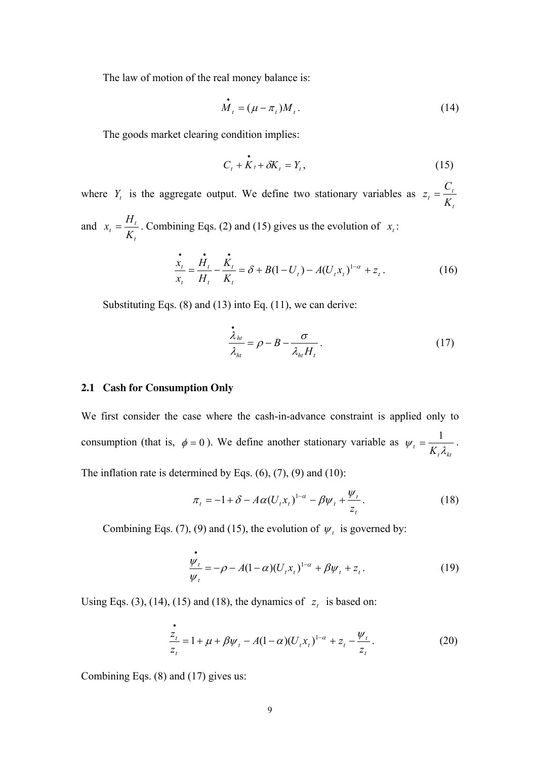The law of motion of the real money balance is:

$$\dot{M}_t = (\mu - \pi_t) M_t . \tag{14}$$

The goods market clearing condition implies:

$$C_t + \dot{K}_t + \delta K_t = Y_t , \tag{15}$$

where $Y_t$ is the aggregate output. We define two stationary variables as $z_t = \dfrac{C_t}{K_t}$ and $x_t = \dfrac{H_t}{K_t}$. Combining Eqs. (2) and (15) gives us the evolution of $x_t$:

$$\frac{\dot{x}_t}{x_t} = \frac{\dot{H}_t}{H_t} - \frac{\dot{K}_t}{K_t} = \delta + B(1-U_t) - A(U_t x_t)^{1-\alpha} + z_t . \tag{16}$$

Substituting Eqs. (8) and (13) into Eq. (11), we can derive:

$$\frac{\dot{\lambda}_{ht}}{\lambda_{ht}} = \rho - B - \frac{\sigma}{\lambda_{ht} H_t} . \tag{17}$$

### 2.1 Cash for Consumption Only

We first consider the case where the cash-in-advance constraint is applied only to consumption (that is, $\phi = 0$). We define another stationary variable as $\psi_t = \dfrac{1}{K_t \lambda_{kt}}$. The inflation rate is determined by Eqs. (6), (7), (9) and (10):

$$\pi_t = -1 + \delta - A\alpha (U_t x_t)^{1-\alpha} - \beta \psi_t + \frac{\psi_t}{z_t} . \tag{18}$$

Combining Eqs. (7), (9) and (15), the evolution of $\psi_t$ is governed by:

$$\frac{\dot{\psi}_t}{\psi_t} = -\rho - A(1-\alpha)(U_t x_t)^{1-\alpha} + \beta \psi_t + z_t . \tag{19}$$

Using Eqs. (3), (14), (15) and (18), the dynamics of $z_t$ is based on:

$$\frac{\dot{z}_t}{z_t} = 1 + \mu + \beta \psi_t - A(1-\alpha)(U_t x_t)^{1-\alpha} + z_t - \frac{\psi_t}{z_t} . \tag{20}$$

Combining Eqs. (8) and (17) gives us: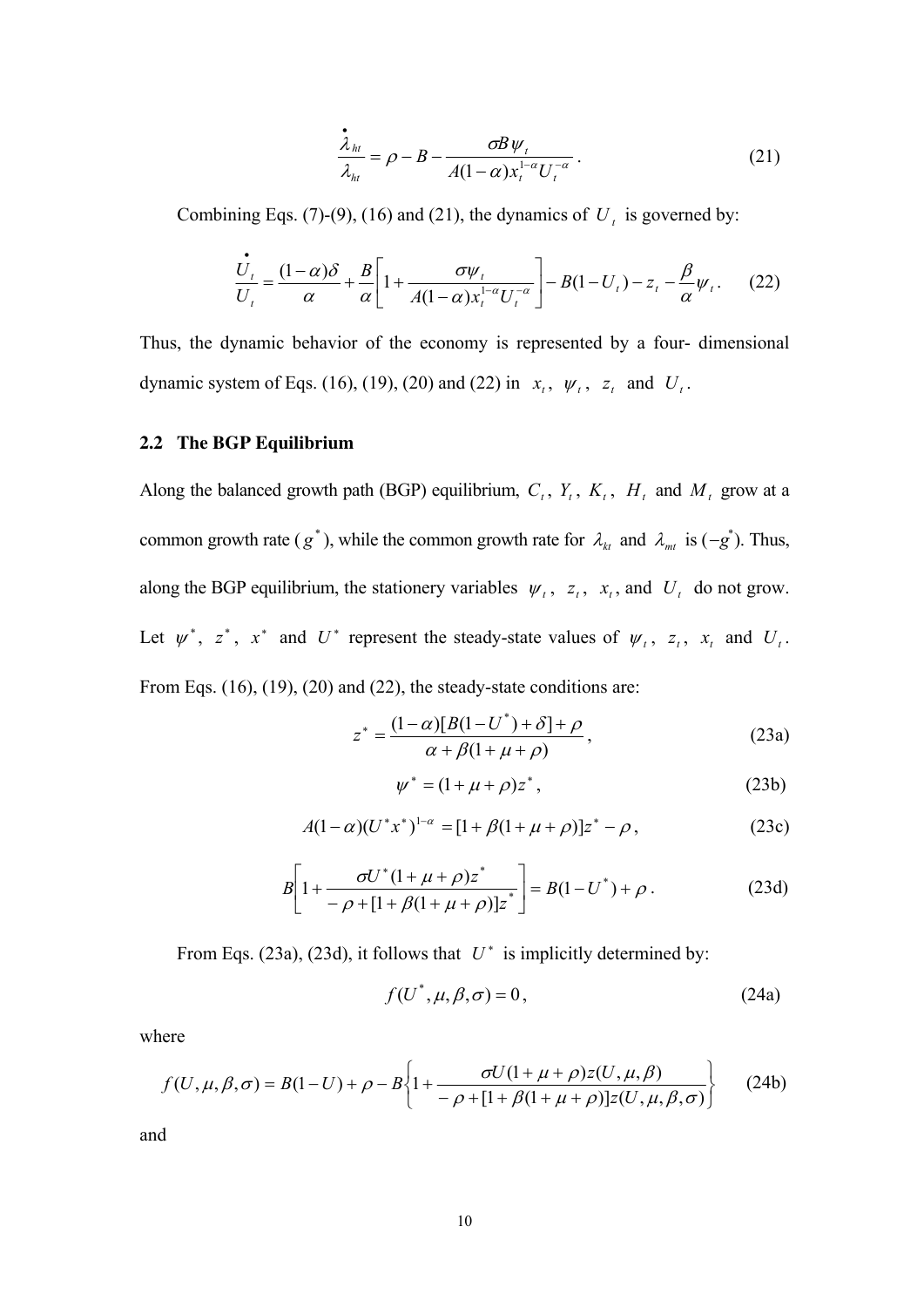$$\frac{\dot{\lambda}_{ht}}{\lambda_{ht}} = \rho - B - \frac{\sigma B \psi_t}{A(1-\alpha) x_t^{1-\alpha} U_t^{-\alpha}}. \tag{21}$$

Combining Eqs. (7)-(9), (16) and (21), the dynamics of $U_t$ is governed by:

$$\frac{\dot{U}_t}{U_t} = \frac{(1-\alpha)\delta}{\alpha} + \frac{B}{\alpha}\left[1 + \frac{\sigma \psi_t}{A(1-\alpha) x_t^{1-\alpha} U_t^{-\alpha}}\right] - B(1-U_t) - z_t - \frac{\beta}{\alpha}\psi_t. \tag{22}$$

Thus, the dynamic behavior of the economy is represented by a four- dimensional dynamic system of Eqs. (16), (19), (20) and (22) in $x_t$, $\psi_t$, $z_t$ and $U_t$.

## 2.2 The BGP Equilibrium

Along the balanced growth path (BGP) equilibrium, $C_t$, $Y_t$, $K_t$, $H_t$ and $M_t$ grow at a common growth rate ($g^*$), while the common growth rate for $\lambda_{kt}$ and $\lambda_{mt}$ is ($-g^*$). Thus, along the BGP equilibrium, the stationery variables $\psi_t$, $z_t$, $x_t$, and $U_t$ do not grow. Let $\psi^*$, $z^*$, $x^*$ and $U^*$ represent the steady-state values of $\psi_t$, $z_t$, $x_t$ and $U_t$. From Eqs. (16), (19), (20) and (22), the steady-state conditions are:

$$z^* = \frac{(1-\alpha)[B(1-U^*)+\delta]+\rho}{\alpha + \beta(1+\mu+\rho)}, \tag{23a}$$

$$\psi^* = (1+\mu+\rho) z^*, \tag{23b}$$

$$A(1-\alpha)(U^* x^*)^{1-\alpha} = [1+\beta(1+\mu+\rho)]z^* - \rho, \tag{23c}$$

$$B\left[1 + \frac{\sigma U^*(1+\mu+\rho)z^*}{-\rho + [1+\beta(1+\mu+\rho)]z^*}\right] = B(1-U^*) + \rho. \tag{23d}$$

From Eqs. (23a), (23d), it follows that $U^*$ is implicitly determined by:

$$f(U^*, \mu, \beta, \sigma) = 0, \tag{24a}$$

where

$$f(U,\mu,\beta,\sigma) = B(1-U) + \rho - B\left\{1 + \frac{\sigma U(1+\mu+\rho) z(U,\mu,\beta)}{-\rho + [1+\beta(1+\mu+\rho)] z(U,\mu,\beta,\sigma)}\right\} \tag{24b}$$

and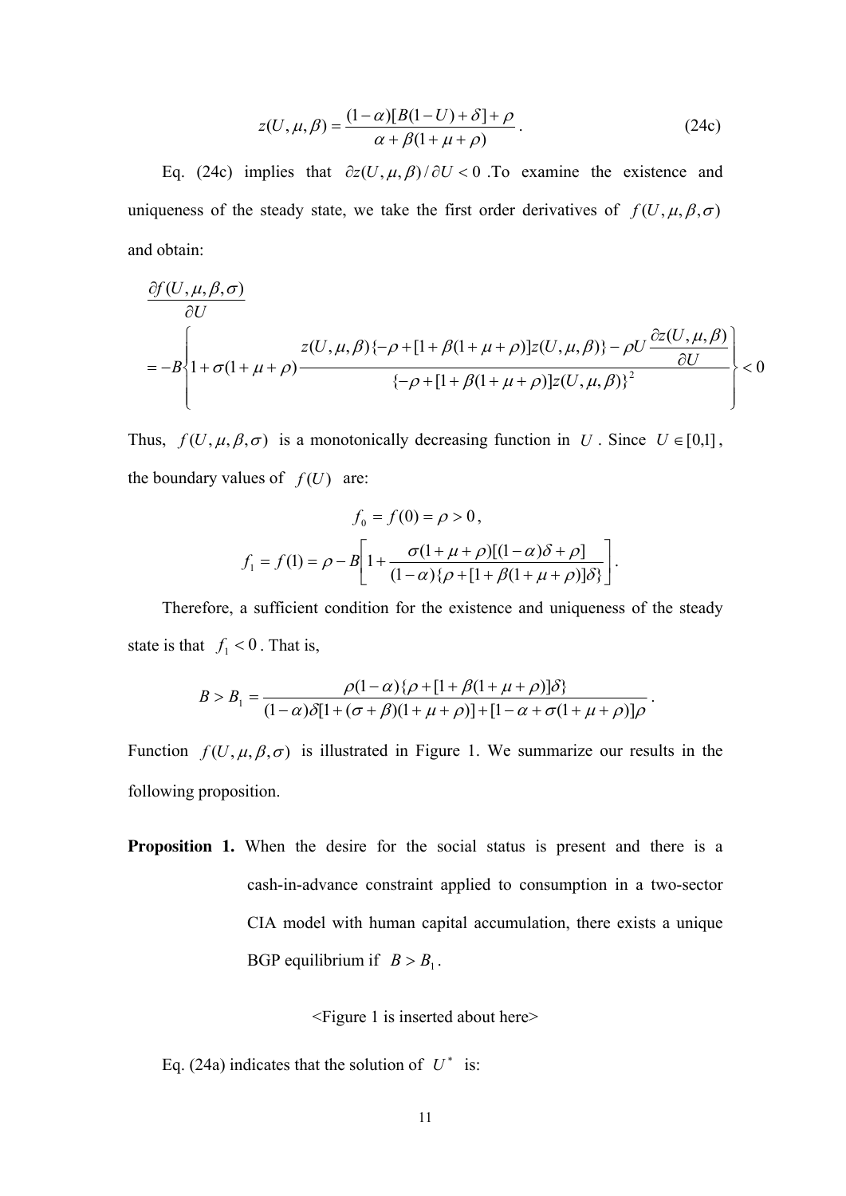$$z(U,\mu,\beta)=\frac{(1-\alpha)[B(1-U)+\delta]+\rho}{\alpha+\beta(1+\mu+\rho)}. \tag{24c}$$

Eq. (24c) implies that $\partial z(U,\mu,\beta)/\partial U<0$ .To examine the existence and uniqueness of the steady state, we take the first order derivatives of $f(U,\mu,\beta,\sigma)$ and obtain:

$$\frac{\partial f(U,\mu,\beta,\sigma)}{\partial U}$$
$$=-B\left\{1+\sigma(1+\mu+\rho)\frac{z(U,\mu,\beta)\{-\rho+[1+\beta(1+\mu+\rho)]z(U,\mu,\beta)\}-\rho U\dfrac{\partial z(U,\mu,\beta)}{\partial U}}{\{-\rho+[1+\beta(1+\mu+\rho)]z(U,\mu,\beta)\}^2}\right\}<0$$

Thus, $f(U,\mu,\beta,\sigma)$ is a monotonically decreasing function in $U$. Since $U\in[0,1]$, the boundary values of $f(U)$ are:

$$f_0=f(0)=\rho>0,$$

$$f_1=f(1)=\rho-B\left[1+\frac{\sigma(1+\mu+\rho)[(1-\alpha)\delta+\rho]}{(1-\alpha)\{\rho+[1+\beta(1+\mu+\rho)]\delta\}}\right].$$

Therefore, a sufficient condition for the existence and uniqueness of the steady state is that $f_1<0$. That is,

$$B>B_1=\frac{\rho(1-\alpha)\{\rho+[1+\beta(1+\mu+\rho)]\delta\}}{(1-\alpha)\delta[1+(\sigma+\beta)(1+\mu+\rho)]+[1-\alpha+\sigma(1+\mu+\rho)]\rho}.$$

Function $f(U,\mu,\beta,\sigma)$ is illustrated in Figure 1. We summarize our results in the following proposition.

**Proposition 1.** When the desire for the social status is present and there is a cash-in-advance constraint applied to consumption in a two-sector CIA model with human capital accumulation, there exists a unique BGP equilibrium if $B>B_1$.

<Figure 1 is inserted about here>

Eq. (24a) indicates that the solution of $U^*$ is: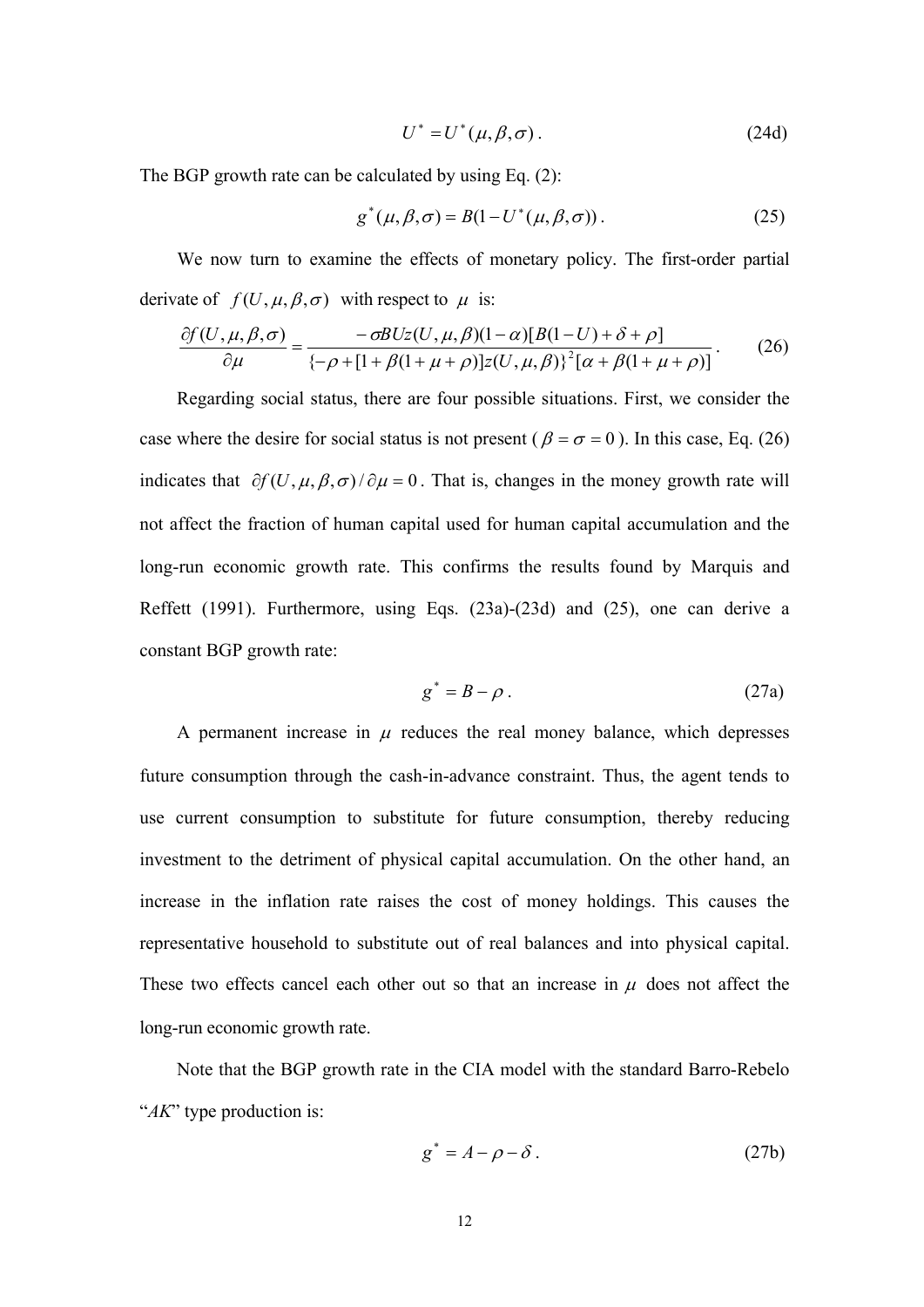$$U^* = U^*(\mu, \beta, \sigma) . \tag{24d}$$

The BGP growth rate can be calculated by using Eq. (2):

$$g^*(\mu, \beta, \sigma) = B(1 - U^*(\mu, \beta, \sigma)) . \tag{25}$$

We now turn to examine the effects of monetary policy. The first-order partial derivate of $f(U, \mu, \beta, \sigma)$ with respect to $\mu$ is:

$$\frac{\partial f(U, \mu, \beta, \sigma)}{\partial \mu} = \frac{-\sigma B U z(U, \mu, \beta)(1-\alpha)[B(1-U) + \delta + \rho]}{\{-\rho + [1 + \beta(1 + \mu + \rho)]z(U, \mu, \beta)\}^2 [\alpha + \beta(1 + \mu + \rho)]} . \tag{26}$$

Regarding social status, there are four possible situations. First, we consider the case where the desire for social status is not present ($\beta = \sigma = 0$). In this case, Eq. (26) indicates that $\partial f(U, \mu, \beta, \sigma)/\partial \mu = 0$. That is, changes in the money growth rate will not affect the fraction of human capital used for human capital accumulation and the long-run economic growth rate. This confirms the results found by Marquis and Reffett (1991). Furthermore, using Eqs. (23a)-(23d) and (25), one can derive a constant BGP growth rate:

$$g^* = B - \rho . \tag{27a}$$

A permanent increase in $\mu$ reduces the real money balance, which depresses future consumption through the cash-in-advance constraint. Thus, the agent tends to use current consumption to substitute for future consumption, thereby reducing investment to the detriment of physical capital accumulation. On the other hand, an increase in the inflation rate raises the cost of money holdings. This causes the representative household to substitute out of real balances and into physical capital. These two effects cancel each other out so that an increase in $\mu$ does not affect the long-run economic growth rate.

Note that the BGP growth rate in the CIA model with the standard Barro-Rebelo "*AK*" type production is:

$$g^* = A - \rho - \delta . \tag{27b}$$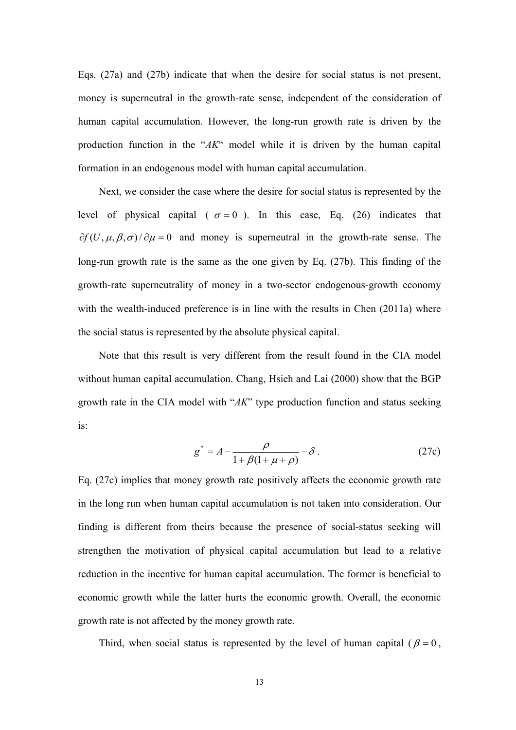Eqs. (27a) and (27b) indicate that when the desire for social status is not present, money is superneutral in the growth-rate sense, independent of the consideration of human capital accumulation. However, the long-run growth rate is driven by the production function in the "*AK*" model while it is driven by the human capital formation in an endogenous model with human capital accumulation.

Next, we consider the case where the desire for social status is represented by the level of physical capital ( $\sigma = 0$ ). In this case, Eq. (26) indicates that $\partial f(U, \mu, \beta, \sigma) / \partial \mu = 0$ and money is superneutral in the growth-rate sense. The long-run growth rate is the same as the one given by Eq. (27b). This finding of the growth-rate superneutrality of money in a two-sector endogenous-growth economy with the wealth-induced preference is in line with the results in Chen (2011a) where the social status is represented by the absolute physical capital.

Note that this result is very different from the result found in the CIA model without human capital accumulation. Chang, Hsieh and Lai (2000) show that the BGP growth rate in the CIA model with "*AK*" type production function and status seeking is:

$$g^* = A - \frac{\rho}{1 + \beta(1 + \mu + \rho)} - \delta . \tag{27c}$$

Eq. (27c) implies that money growth rate positively affects the economic growth rate in the long run when human capital accumulation is not taken into consideration. Our finding is different from theirs because the presence of social-status seeking will strengthen the motivation of physical capital accumulation but lead to a relative reduction in the incentive for human capital accumulation. The former is beneficial to economic growth while the latter hurts the economic growth. Overall, the economic growth rate is not affected by the money growth rate.

Third, when social status is represented by the level of human capital ( $\beta = 0$ ,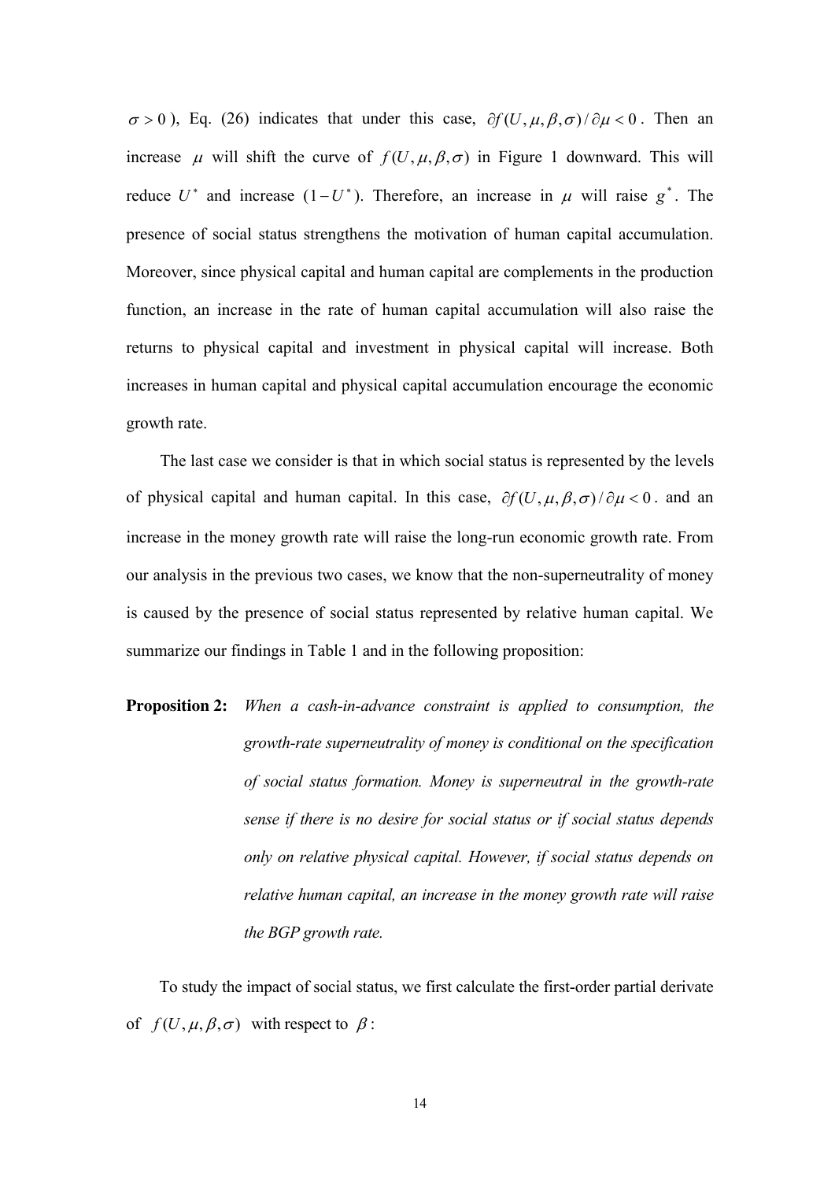$\sigma > 0$ ), Eq. (26) indicates that under this case, $\partial f(U,\mu,\beta,\sigma)/\partial\mu < 0$ . Then an increase $\mu$ will shift the curve of $f(U,\mu,\beta,\sigma)$ in Figure 1 downward. This will reduce $U^*$ and increase $(1-U^*)$. Therefore, an increase in $\mu$ will raise $g^*$. The presence of social status strengthens the motivation of human capital accumulation. Moreover, since physical capital and human capital are complements in the production function, an increase in the rate of human capital accumulation will also raise the returns to physical capital and investment in physical capital will increase. Both increases in human capital and physical capital accumulation encourage the economic growth rate.

The last case we consider is that in which social status is represented by the levels of physical capital and human capital. In this case, $\partial f(U,\mu,\beta,\sigma)/\partial\mu < 0$ . and an increase in the money growth rate will raise the long-run economic growth rate. From our analysis in the previous two cases, we know that the non-superneutrality of money is caused by the presence of social status represented by relative human capital. We summarize our findings in Table 1 and in the following proposition:

**Proposition 2:** *When a cash-in-advance constraint is applied to consumption, the growth-rate superneutrality of money is conditional on the specification of social status formation. Money is superneutral in the growth-rate sense if there is no desire for social status or if social status depends only on relative physical capital. However, if social status depends on relative human capital, an increase in the money growth rate will raise the BGP growth rate.*

To study the impact of social status, we first calculate the first-order partial derivate of $f(U,\mu,\beta,\sigma)$ with respect to $\beta$ :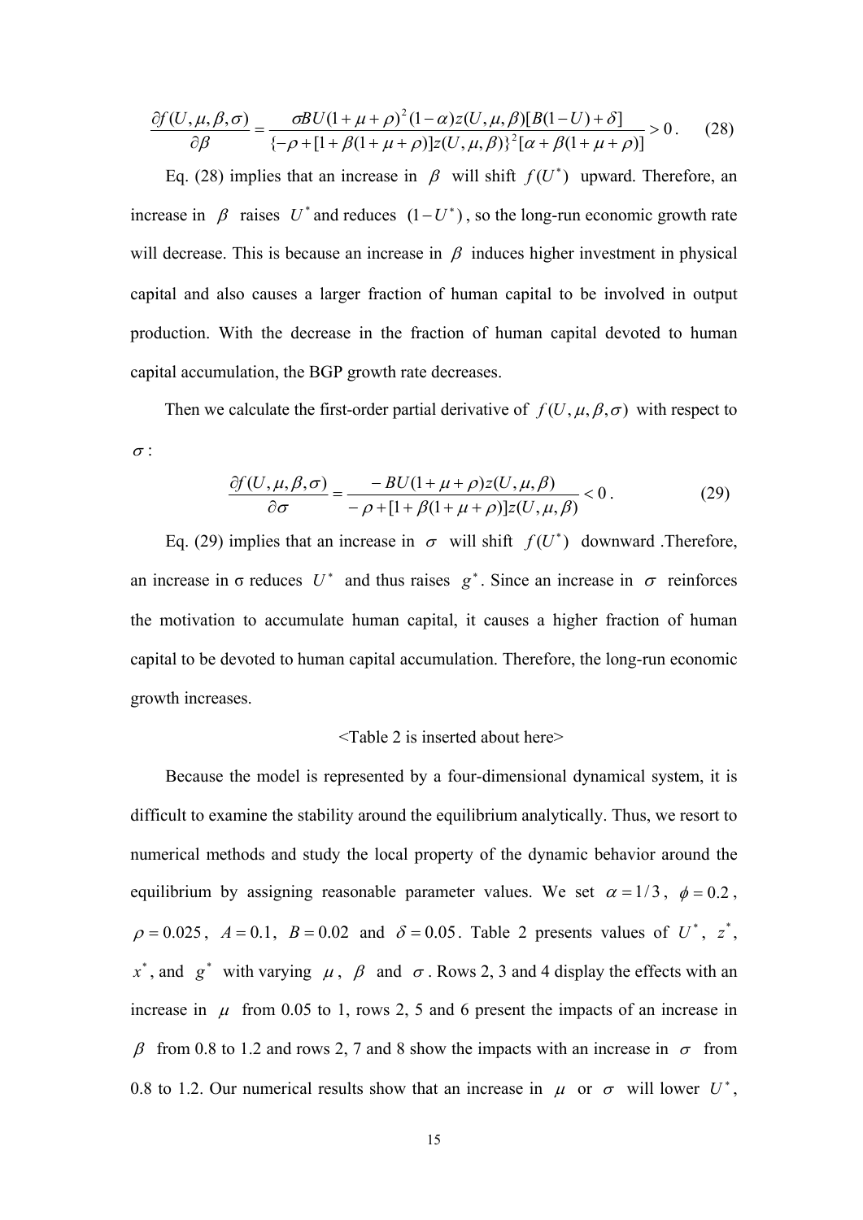$$\frac{\partial f(U,\mu,\beta,\sigma)}{\partial \beta} = \frac{\sigma BU(1+\mu+\rho)^2(1-\alpha)z(U,\mu,\beta)[B(1-U)+\delta]}{\{-\rho+[1+\beta(1+\mu+\rho)]z(U,\mu,\beta)\}^2[\alpha+\beta(1+\mu+\rho)]} > 0\,. \tag{28}$$

Eq. (28) implies that an increase in $\beta$ will shift $f(U^*)$ upward. Therefore, an increase in $\beta$ raises $U^*$ and reduces $(1-U^*)$, so the long-run economic growth rate will decrease. This is because an increase in $\beta$ induces higher investment in physical capital and also causes a larger fraction of human capital to be involved in output production. With the decrease in the fraction of human capital devoted to human capital accumulation, the BGP growth rate decreases.

Then we calculate the first-order partial derivative of $f(U,\mu,\beta,\sigma)$ with respect to $\sigma$:

$$\frac{\partial f(U,\mu,\beta,\sigma)}{\partial \sigma} = \frac{-BU(1+\mu+\rho)z(U,\mu,\beta)}{-\rho+[1+\beta(1+\mu+\rho)]z(U,\mu,\beta)} < 0\,. \tag{29}$$

Eq. (29) implies that an increase in $\sigma$ will shift $f(U^*)$ downward .Therefore, an increase in σ reduces $U^*$ and thus raises $g^*$. Since an increase in $\sigma$ reinforces the motivation to accumulate human capital, it causes a higher fraction of human capital to be devoted to human capital accumulation. Therefore, the long-run economic growth increases.

<Table 2 is inserted about here>

Because the model is represented by a four-dimensional dynamical system, it is difficult to examine the stability around the equilibrium analytically. Thus, we resort to numerical methods and study the local property of the dynamic behavior around the equilibrium by assigning reasonable parameter values. We set $\alpha = 1/3$, $\phi = 0.2$, $\rho = 0.025$, $A = 0.1$, $B = 0.02$ and $\delta = 0.05$. Table 2 presents values of $U^*$, $z^*$, $x^*$, and $g^*$ with varying $\mu$, $\beta$ and $\sigma$. Rows 2, 3 and 4 display the effects with an increase in $\mu$ from 0.05 to 1, rows 2, 5 and 6 present the impacts of an increase in $\beta$ from 0.8 to 1.2 and rows 2, 7 and 8 show the impacts with an increase in $\sigma$ from 0.8 to 1.2. Our numerical results show that an increase in $\mu$ or $\sigma$ will lower $U^*$,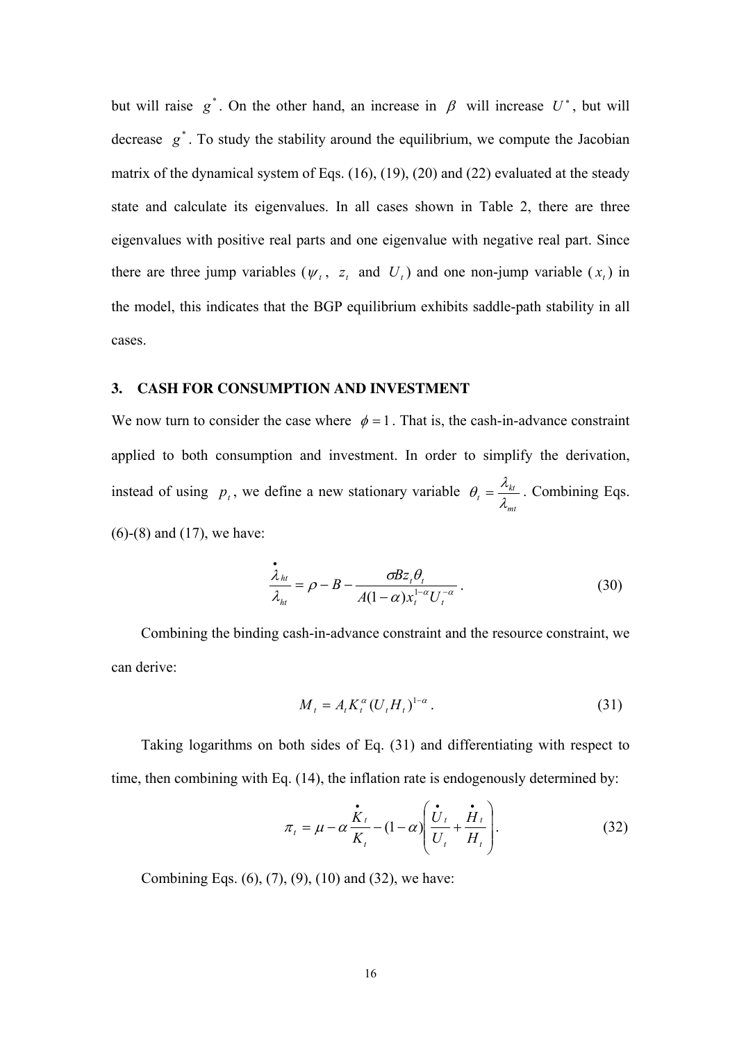but will raise $g^*$. On the other hand, an increase in $\beta$ will increase $U^*$, but will decrease $g^*$. To study the stability around the equilibrium, we compute the Jacobian matrix of the dynamical system of Eqs. (16), (19), (20) and (22) evaluated at the steady state and calculate its eigenvalues. In all cases shown in Table 2, there are three eigenvalues with positive real parts and one eigenvalue with negative real part. Since there are three jump variables ($\psi_t$, $z_t$ and $U_t$) and one non-jump variable ($x_t$) in the model, this indicates that the BGP equilibrium exhibits saddle-path stability in all cases.

## 3. CASH FOR CONSUMPTION AND INVESTMENT

We now turn to consider the case where $\phi = 1$. That is, the cash-in-advance constraint applied to both consumption and investment. In order to simplify the derivation, instead of using $p_t$, we define a new stationary variable $\theta_t = \dfrac{\lambda_{kt}}{\lambda_{mt}}$. Combining Eqs. (6)-(8) and (17), we have:

$$\frac{\dot{\lambda}_{ht}}{\lambda_{ht}} = \rho - B - \frac{\sigma B z_t \theta_t}{A(1-\alpha)x_t^{1-\alpha}U_t^{-\alpha}}. \tag{30}$$

Combining the binding cash-in-advance constraint and the resource constraint, we can derive:

$$M_t = A_t K_t^{\alpha}(U_t H_t)^{1-\alpha}. \tag{31}$$

Taking logarithms on both sides of Eq. (31) and differentiating with respect to time, then combining with Eq. (14), the inflation rate is endogenously determined by:

$$\pi_t = \mu - \alpha\frac{\dot{K}_t}{K_t} - (1-\alpha)\left(\frac{\dot{U}_t}{U_t} + \frac{\dot{H}_t}{H_t}\right). \tag{32}$$

Combining Eqs. (6), (7), (9), (10) and (32), we have: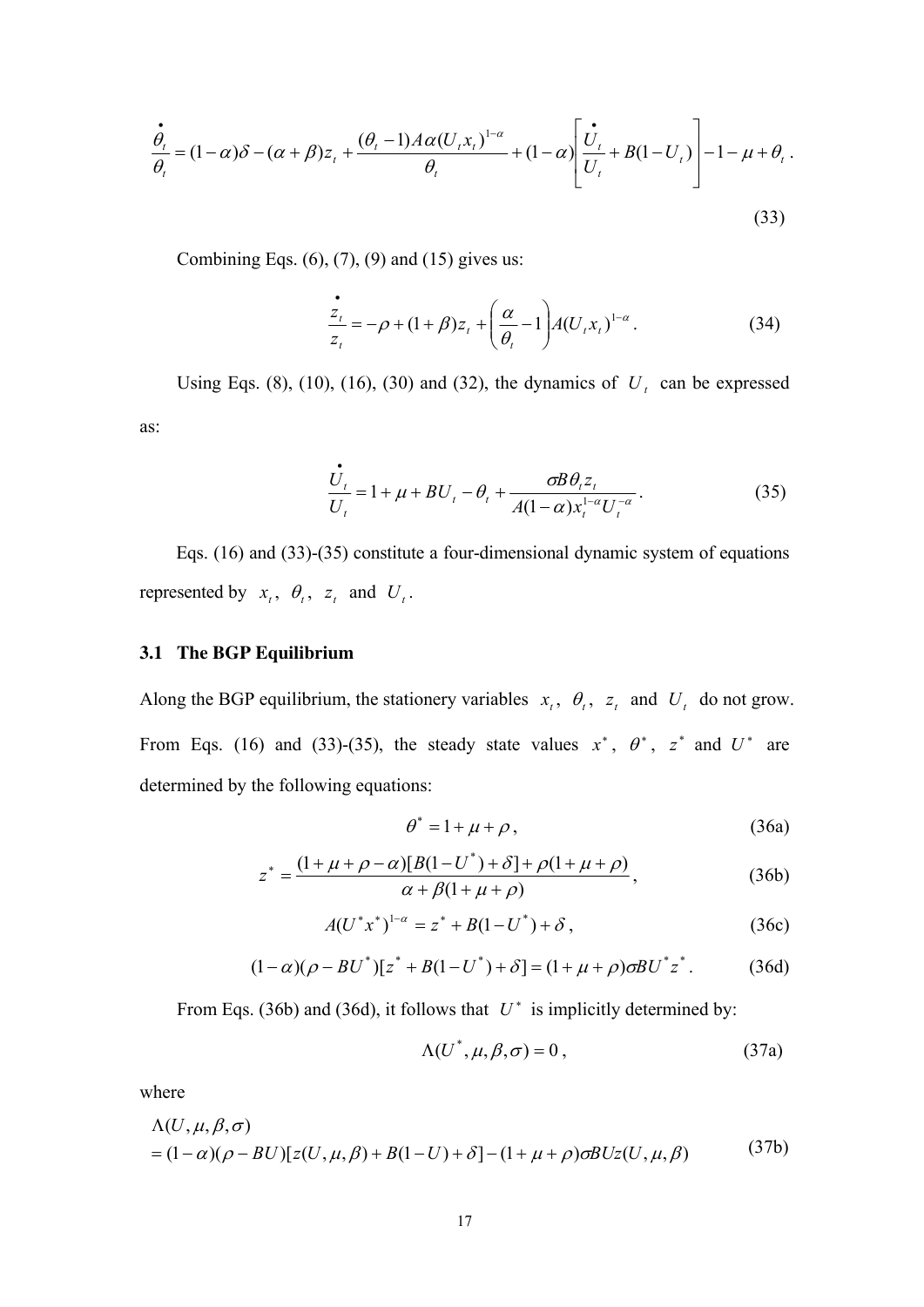$$\frac{\dot{\theta}_t}{\theta_t} = (1-\alpha)\delta - (\alpha+\beta)z_t + \frac{(\theta_t - 1)A\alpha(U_t x_t)^{1-\alpha}}{\theta_t} + (1-\alpha)\left[\frac{\dot{U}_t}{U_t} + B(1-U_t)\right] - 1 - \mu + \theta_t \,. \tag{33}$$

Combining Eqs. (6), (7), (9) and (15) gives us:

$$\frac{\dot{z}_t}{z_t} = -\rho + (1+\beta)z_t + \left(\frac{\alpha}{\theta_t} - 1\right)A(U_t x_t)^{1-\alpha} \,. \tag{34}$$

Using Eqs. (8), (10), (16), (30) and (32), the dynamics of $U_t$ can be expressed as:

$$\frac{\dot{U}_t}{U_t} = 1 + \mu + BU_t - \theta_t + \frac{\sigma B \theta_t z_t}{A(1-\alpha)x_t^{1-\alpha}U_t^{-\alpha}} \,. \tag{35}$$

Eqs. (16) and (33)-(35) constitute a four-dimensional dynamic system of equations represented by $x_t$, $\theta_t$, $z_t$ and $U_t$.

### 3.1 The BGP Equilibrium

Along the BGP equilibrium, the stationery variables $x_t$, $\theta_t$, $z_t$ and $U_t$ do not grow. From Eqs. (16) and (33)-(35), the steady state values $x^*$, $\theta^*$, $z^*$ and $U^*$ are determined by the following equations:

$$\theta^* = 1 + \mu + \rho \,, \tag{36a}$$

$$z^* = \frac{(1+\mu+\rho-\alpha)[B(1-U^*)+\delta] + \rho(1+\mu+\rho)}{\alpha + \beta(1+\mu+\rho)} \,, \tag{36b}$$

$$A(U^* x^*)^{1-\alpha} = z^* + B(1-U^*) + \delta \,, \tag{36c}$$

$$(1-\alpha)(\rho - BU^*)[z^* + B(1-U^*) + \delta] = (1+\mu+\rho)\sigma B U^* z^* \,. \tag{36d}$$

From Eqs. (36b) and (36d), it follows that $U^*$ is implicitly determined by:

$$\Lambda(U^*, \mu, \beta, \sigma) = 0 \,, \tag{37a}$$

where

$$\begin{aligned} &\Lambda(U, \mu, \beta, \sigma) \\ &= (1-\alpha)(\rho - BU)[z(U,\mu,\beta) + B(1-U) + \delta] - (1+\mu+\rho)\sigma B U z(U,\mu,\beta) \end{aligned} \tag{37b}$$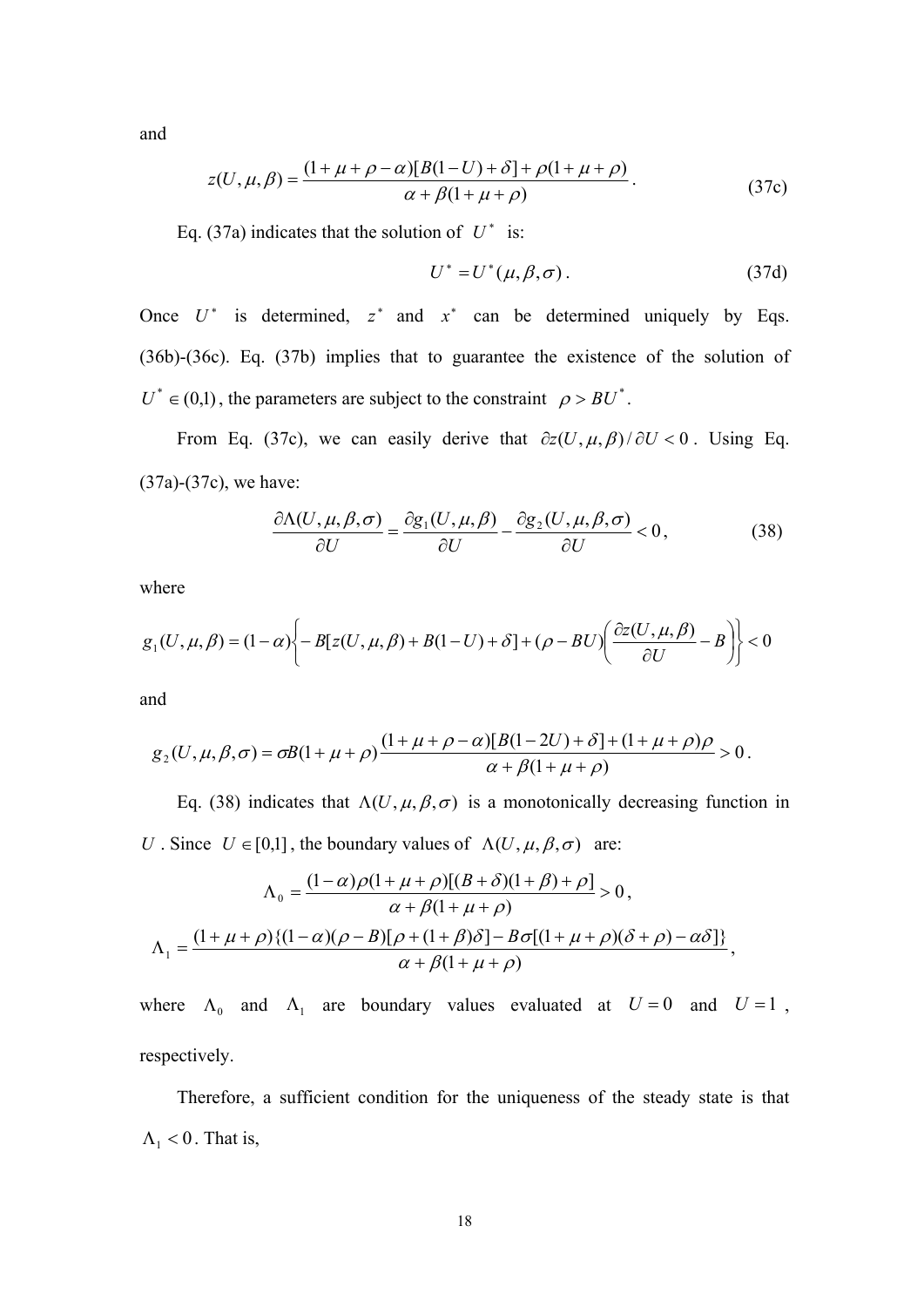and

$$z(U,\mu,\beta)=\frac{(1+\mu+\rho-\alpha)[B(1-U)+\delta]+\rho(1+\mu+\rho)}{\alpha+\beta(1+\mu+\rho)}. \tag{37c}$$

Eq. (37a) indicates that the solution of $U^*$ is:

$$U^*=U^*(\mu,\beta,\sigma). \tag{37d}$$

Once $U^*$ is determined, $z^*$ and $x^*$ can be determined uniquely by Eqs. (36b)-(36c). Eq. (37b) implies that to guarantee the existence of the solution of $U^*\in(0,1)$, the parameters are subject to the constraint $\rho>BU^*$.

From Eq. (37c), we can easily derive that $\partial z(U,\mu,\beta)/\partial U<0$. Using Eq. (37a)-(37c), we have:

$$\frac{\partial\Lambda(U,\mu,\beta,\sigma)}{\partial U}=\frac{\partial g_1(U,\mu,\beta)}{\partial U}-\frac{\partial g_2(U,\mu,\beta,\sigma)}{\partial U}<0, \tag{38}$$

where

$$g_1(U,\mu,\beta)=(1-\alpha)\left\{-B[z(U,\mu,\beta)+B(1-U)+\delta]+(\rho-BU)\left(\frac{\partial z(U,\mu,\beta)}{\partial U}-B\right)\right\}<0$$

and

$$g_2(U,\mu,\beta,\sigma)=\sigma B(1+\mu+\rho)\frac{(1+\mu+\rho-\alpha)[B(1-2U)+\delta]+(1+\mu+\rho)\rho}{\alpha+\beta(1+\mu+\rho)}>0.$$

Eq. (38) indicates that $\Lambda(U,\mu,\beta,\sigma)$ is a monotonically decreasing function in $U$. Since $U\in[0,1]$, the boundary values of $\Lambda(U,\mu,\beta,\sigma)$ are:

$$\Lambda_0=\frac{(1-\alpha)\rho(1+\mu+\rho)[(B+\delta)(1+\beta)+\rho]}{\alpha+\beta(1+\mu+\rho)}>0,$$

$$\Lambda_1=\frac{(1+\mu+\rho)\{(1-\alpha)(\rho-B)[\rho+(1+\beta)\delta]-B\sigma[(1+\mu+\rho)(\delta+\rho)-\alpha\delta]\}}{\alpha+\beta(1+\mu+\rho)},$$

where $\Lambda_0$ and $\Lambda_1$ are boundary values evaluated at $U=0$ and $U=1$, respectively.

Therefore, a sufficient condition for the uniqueness of the steady state is that $\Lambda_1<0$. That is,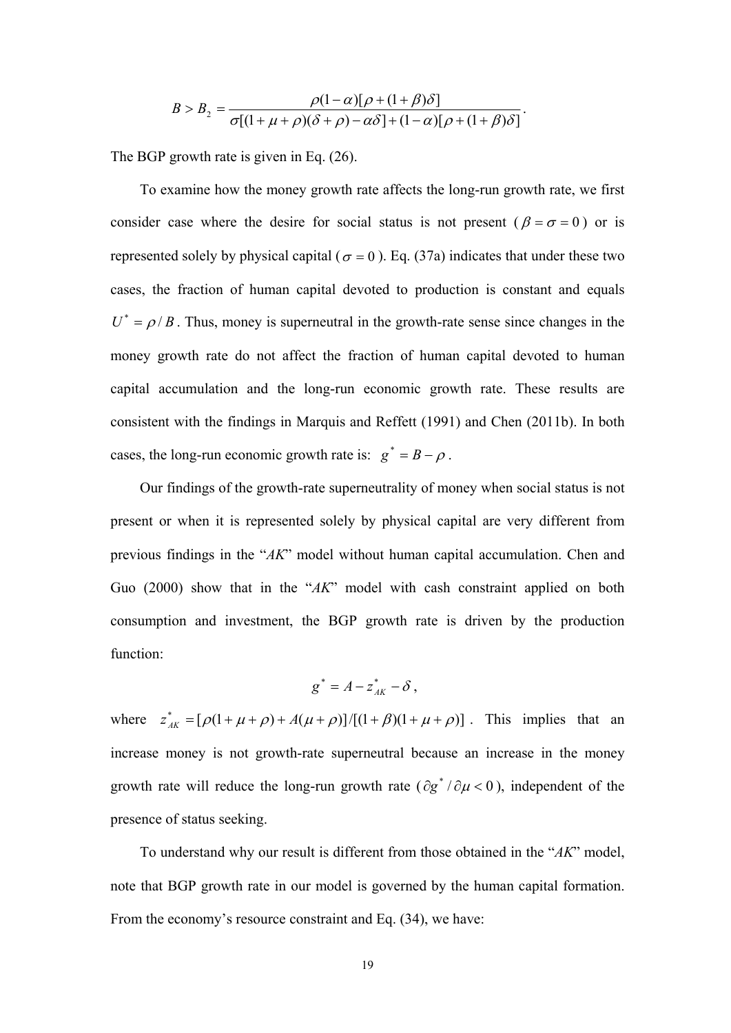$$B > B_2 = \frac{\rho(1-\alpha)[\rho + (1+\beta)\delta]}{\sigma[(1+\mu+\rho)(\delta+\rho) - \alpha\delta] + (1-\alpha)[\rho + (1+\beta)\delta]}.$$

The BGP growth rate is given in Eq. (26).

To examine how the money growth rate affects the long-run growth rate, we first consider case where the desire for social status is not present ($\beta = \sigma = 0$) or is represented solely by physical capital ($\sigma = 0$). Eq. (37a) indicates that under these two cases, the fraction of human capital devoted to production is constant and equals $U^* = \rho / B$. Thus, money is superneutral in the growth-rate sense since changes in the money growth rate do not affect the fraction of human capital devoted to human capital accumulation and the long-run economic growth rate. These results are consistent with the findings in Marquis and Reffett (1991) and Chen (2011b). In both cases, the long-run economic growth rate is: $g^* = B - \rho$.

Our findings of the growth-rate superneutrality of money when social status is not present or when it is represented solely by physical capital are very different from previous findings in the "*AK*" model without human capital accumulation. Chen and Guo (2000) show that in the "*AK*" model with cash constraint applied on both consumption and investment, the BGP growth rate is driven by the production function:

$$g^* = A - z_{AK}^* - \delta,$$

where $z_{AK}^* = [\rho(1+\mu+\rho) + A(\mu+\rho)]/[(1+\beta)(1+\mu+\rho)]$. This implies that an increase money is not growth-rate superneutral because an increase in the money growth rate will reduce the long-run growth rate ($\partial g^* / \partial \mu < 0$), independent of the presence of status seeking.

To understand why our result is different from those obtained in the "*AK*" model, note that BGP growth rate in our model is governed by the human capital formation. From the economy's resource constraint and Eq. (34), we have: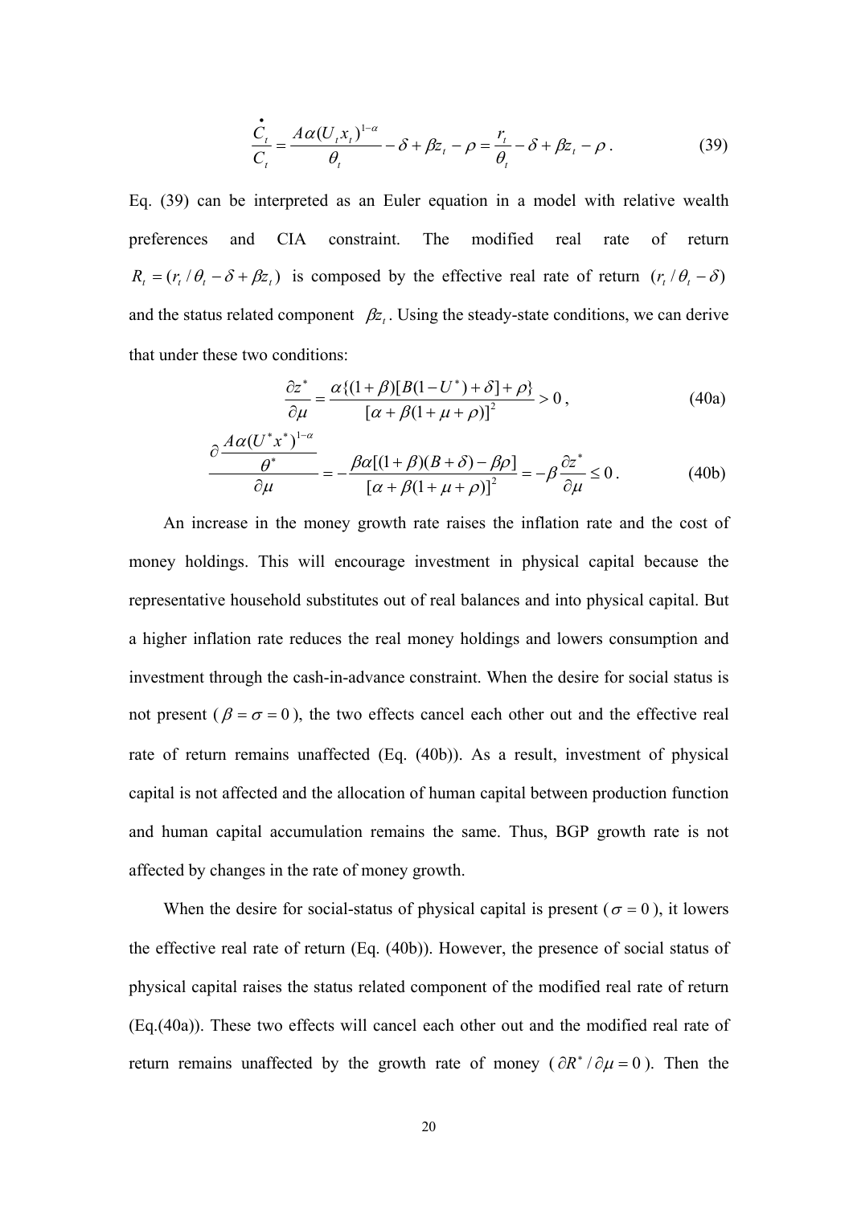$$\frac{\dot{C}_t}{C_t} = \frac{A\alpha(U_t x_t)^{1-\alpha}}{\theta_t} - \delta + \beta z_t - \rho = \frac{r_t}{\theta_t} - \delta + \beta z_t - \rho \,. \tag{39}$$

Eq. (39) can be interpreted as an Euler equation in a model with relative wealth preferences and CIA constraint. The modified real rate of return $R_t = (r_t / \theta_t - \delta + \beta z_t)$ is composed by the effective real rate of return $(r_t / \theta_t - \delta)$ and the status related component $\beta z_t$. Using the steady-state conditions, we can derive that under these two conditions:

$$\frac{\partial z^*}{\partial \mu} = \frac{\alpha\{(1+\beta)[B(1-U^*)+\delta]+\rho\}}{[\alpha+\beta(1+\mu+\rho)]^2} > 0 \,, \tag{40a}$$

$$\frac{\partial \dfrac{A\alpha(U^* x^*)^{1-\alpha}}{\theta^*}}{\partial \mu} = -\frac{\beta\alpha[(1+\beta)(B+\delta)-\beta\rho]}{[\alpha+\beta(1+\mu+\rho)]^2} = -\beta\frac{\partial z^*}{\partial \mu} \leq 0 \,. \tag{40b}$$

An increase in the money growth rate raises the inflation rate and the cost of money holdings. This will encourage investment in physical capital because the representative household substitutes out of real balances and into physical capital. But a higher inflation rate reduces the real money holdings and lowers consumption and investment through the cash-in-advance constraint. When the desire for social status is not present ($\beta = \sigma = 0$), the two effects cancel each other out and the effective real rate of return remains unaffected (Eq. (40b)). As a result, investment of physical capital is not affected and the allocation of human capital between production function and human capital accumulation remains the same. Thus, BGP growth rate is not affected by changes in the rate of money growth.

When the desire for social-status of physical capital is present ($\sigma = 0$), it lowers the effective real rate of return (Eq. (40b)). However, the presence of social status of physical capital raises the status related component of the modified real rate of return (Eq.(40a)). These two effects will cancel each other out and the modified real rate of return remains unaffected by the growth rate of money ($\partial R^* / \partial \mu = 0$). Then the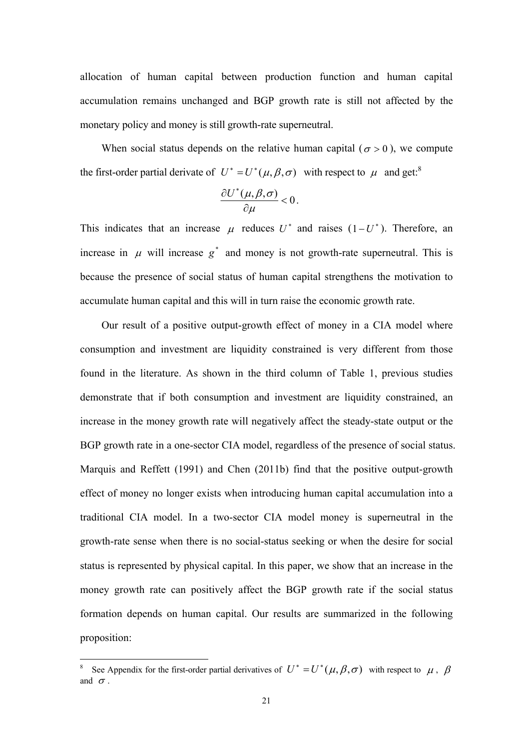allocation of human capital between production function and human capital accumulation remains unchanged and BGP growth rate is still not affected by the monetary policy and money is still growth-rate superneutral.

When social status depends on the relative human capital ($\sigma > 0$), we compute the first-order partial derivate of $U^* = U^*(\mu, \beta, \sigma)$ with respect to $\mu$ and get:[8]

$$\frac{\partial U^*(\mu, \beta, \sigma)}{\partial \mu} < 0.$$

This indicates that an increase $\mu$ reduces $U^*$ and raises $(1-U^*)$. Therefore, an increase in $\mu$ will increase $g^*$ and money is not growth-rate superneutral. This is because the presence of social status of human capital strengthens the motivation to accumulate human capital and this will in turn raise the economic growth rate.

Our result of a positive output-growth effect of money in a CIA model where consumption and investment are liquidity constrained is very different from those found in the literature. As shown in the third column of Table 1, previous studies demonstrate that if both consumption and investment are liquidity constrained, an increase in the money growth rate will negatively affect the steady-state output or the BGP growth rate in a one-sector CIA model, regardless of the presence of social status. Marquis and Reffett (1991) and Chen (2011b) find that the positive output-growth effect of money no longer exists when introducing human capital accumulation into a traditional CIA model. In a two-sector CIA model money is superneutral in the growth-rate sense when there is no social-status seeking or when the desire for social status is represented by physical capital. In this paper, we show that an increase in the money growth rate can positively affect the BGP growth rate if the social status formation depends on human capital. Our results are summarized in the following proposition:

[8] See Appendix for the first-order partial derivatives of $U^* = U^*(\mu, \beta, \sigma)$ with respect to $\mu$, $\beta$ and $\sigma$.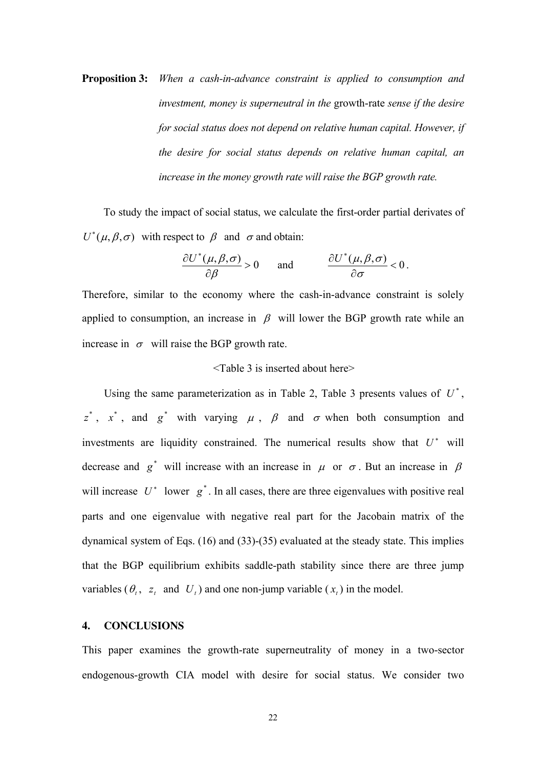**Proposition 3:** *When a cash-in-advance constraint is applied to consumption and investment, money is superneutral in the* growth-rate *sense if the desire for social status does not depend on relative human capital. However, if the desire for social status depends on relative human capital, an increase in the money growth rate will raise the BGP growth rate.*

To study the impact of social status, we calculate the first-order partial derivates of $U^*(\mu,\beta,\sigma)$ with respect to $\beta$ and $\sigma$ and obtain:

$$\frac{\partial U^*(\mu,\beta,\sigma)}{\partial \beta} > 0 \qquad \text{and} \qquad \frac{\partial U^*(\mu,\beta,\sigma)}{\partial \sigma} < 0 .$$

Therefore, similar to the economy where the cash-in-advance constraint is solely applied to consumption, an increase in $\beta$ will lower the BGP growth rate while an increase in $\sigma$ will raise the BGP growth rate.

<Table 3 is inserted about here>

Using the same parameterization as in Table 2, Table 3 presents values of $U^*$, $z^*$, $x^*$, and $g^*$ with varying $\mu$, $\beta$ and $\sigma$ when both consumption and investments are liquidity constrained. The numerical results show that $U^*$ will decrease and $g^*$ will increase with an increase in $\mu$ or $\sigma$. But an increase in $\beta$ will increase $U^*$ lower $g^*$. In all cases, there are three eigenvalues with positive real parts and one eigenvalue with negative real part for the Jacobain matrix of the dynamical system of Eqs. (16) and (33)-(35) evaluated at the steady state. This implies that the BGP equilibrium exhibits saddle-path stability since there are three jump variables ($\theta_t$, $z_t$ and $U_t$) and one non-jump variable ($x_t$) in the model.

## 4. CONCLUSIONS

This paper examines the growth-rate superneutrality of money in a two-sector endogenous-growth CIA model with desire for social status. We consider two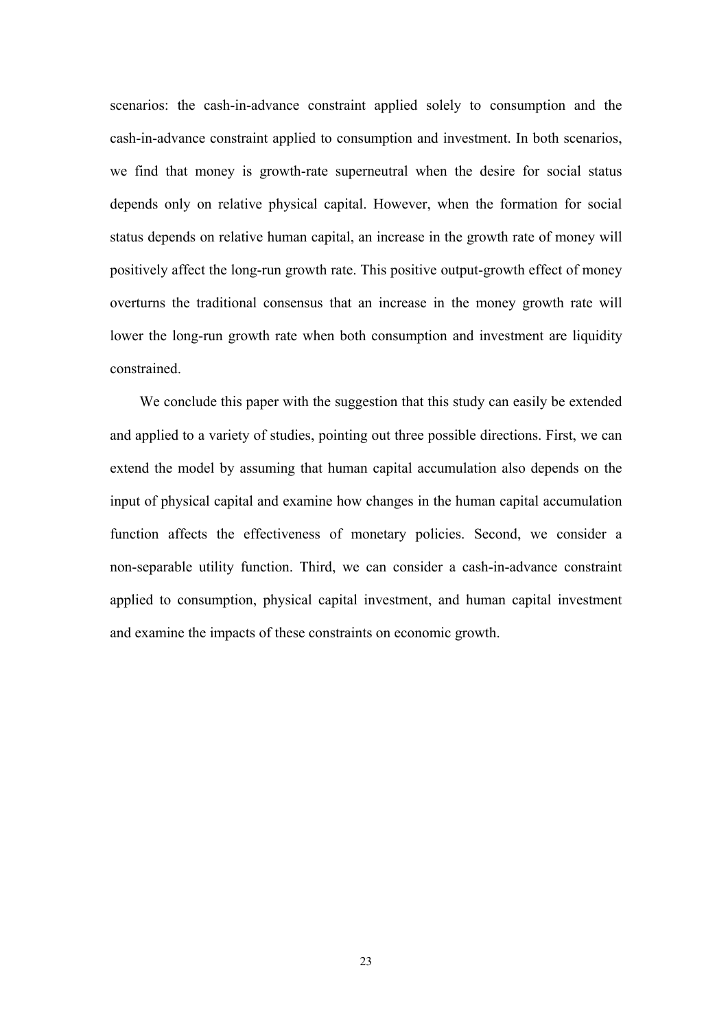scenarios: the cash-in-advance constraint applied solely to consumption and the cash-in-advance constraint applied to consumption and investment. In both scenarios, we find that money is growth-rate superneutral when the desire for social status depends only on relative physical capital. However, when the formation for social status depends on relative human capital, an increase in the growth rate of money will positively affect the long-run growth rate. This positive output-growth effect of money overturns the traditional consensus that an increase in the money growth rate will lower the long-run growth rate when both consumption and investment are liquidity constrained.

We conclude this paper with the suggestion that this study can easily be extended and applied to a variety of studies, pointing out three possible directions. First, we can extend the model by assuming that human capital accumulation also depends on the input of physical capital and examine how changes in the human capital accumulation function affects the effectiveness of monetary policies. Second, we consider a non-separable utility function. Third, we can consider a cash-in-advance constraint applied to consumption, physical capital investment, and human capital investment and examine the impacts of these constraints on economic growth.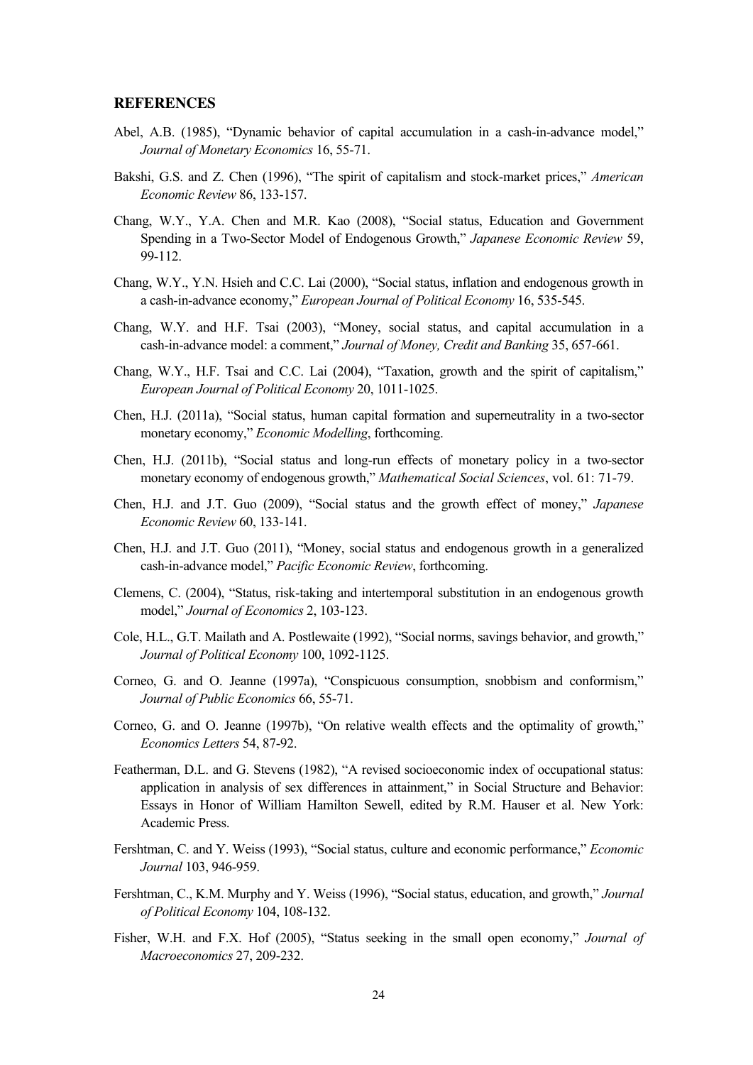## REFERENCES

Abel, A.B. (1985), "Dynamic behavior of capital accumulation in a cash-in-advance model," *Journal of Monetary Economics* 16, 55-71.

Bakshi, G.S. and Z. Chen (1996), "The spirit of capitalism and stock-market prices," *American Economic Review* 86, 133-157.

Chang, W.Y., Y.A. Chen and M.R. Kao (2008), "Social status, Education and Government Spending in a Two-Sector Model of Endogenous Growth," *Japanese Economic Review* 59, 99-112.

Chang, W.Y., Y.N. Hsieh and C.C. Lai (2000), "Social status, inflation and endogenous growth in a cash-in-advance economy," *European Journal of Political Economy* 16, 535-545.

Chang, W.Y. and H.F. Tsai (2003), "Money, social status, and capital accumulation in a cash-in-advance model: a comment," *Journal of Money, Credit and Banking* 35, 657-661.

Chang, W.Y., H.F. Tsai and C.C. Lai (2004), "Taxation, growth and the spirit of capitalism," *European Journal of Political Economy* 20, 1011-1025.

Chen, H.J. (2011a), "Social status, human capital formation and superneutrality in a two-sector monetary economy," *Economic Modelling*, forthcoming.

Chen, H.J. (2011b), "Social status and long-run effects of monetary policy in a two-sector monetary economy of endogenous growth," *Mathematical Social Sciences*, vol. 61: 71-79.

Chen, H.J. and J.T. Guo (2009), "Social status and the growth effect of money," *Japanese Economic Review* 60, 133-141.

Chen, H.J. and J.T. Guo (2011), "Money, social status and endogenous growth in a generalized cash-in-advance model," *Pacific Economic Review*, forthcoming.

Clemens, C. (2004), "Status, risk-taking and intertemporal substitution in an endogenous growth model," *Journal of Economics* 2, 103-123.

Cole, H.L., G.T. Mailath and A. Postlewaite (1992), "Social norms, savings behavior, and growth," *Journal of Political Economy* 100, 1092-1125.

Corneo, G. and O. Jeanne (1997a), "Conspicuous consumption, snobbism and conformism," *Journal of Public Economics* 66, 55-71.

Corneo, G. and O. Jeanne (1997b), "On relative wealth effects and the optimality of growth," *Economics Letters* 54, 87-92.

Featherman, D.L. and G. Stevens (1982), "A revised socioeconomic index of occupational status: application in analysis of sex differences in attainment," in Social Structure and Behavior: Essays in Honor of William Hamilton Sewell, edited by R.M. Hauser et al. New York: Academic Press.

Fershtman, C. and Y. Weiss (1993), "Social status, culture and economic performance," *Economic Journal* 103, 946-959.

Fershtman, C., K.M. Murphy and Y. Weiss (1996), "Social status, education, and growth," *Journal of Political Economy* 104, 108-132.

Fisher, W.H. and F.X. Hof (2005), "Status seeking in the small open economy," *Journal of Macroeconomics* 27, 209-232.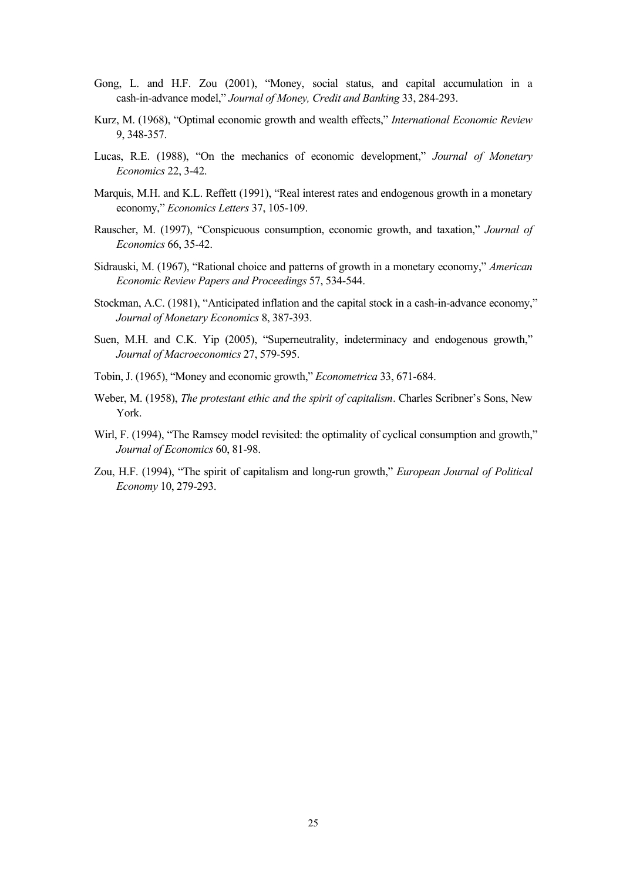Gong, L. and H.F. Zou (2001), "Money, social status, and capital accumulation in a cash-in-advance model," *Journal of Money, Credit and Banking* 33, 284-293.

Kurz, M. (1968), "Optimal economic growth and wealth effects," *International Economic Review* 9, 348-357.

Lucas, R.E. (1988), "On the mechanics of economic development," *Journal of Monetary Economics* 22, 3-42.

Marquis, M.H. and K.L. Reffett (1991), "Real interest rates and endogenous growth in a monetary economy," *Economics Letters* 37, 105-109.

Rauscher, M. (1997), "Conspicuous consumption, economic growth, and taxation," *Journal of Economics* 66, 35-42.

Sidrauski, M. (1967), "Rational choice and patterns of growth in a monetary economy," *American Economic Review Papers and Proceedings* 57, 534-544.

Stockman, A.C. (1981), "Anticipated inflation and the capital stock in a cash-in-advance economy," *Journal of Monetary Economics* 8, 387-393.

Suen, M.H. and C.K. Yip (2005), "Superneutrality, indeterminacy and endogenous growth," *Journal of Macroeconomics* 27, 579-595.

Tobin, J. (1965), "Money and economic growth," *Econometrica* 33, 671-684.

Weber, M. (1958), *The protestant ethic and the spirit of capitalism*. Charles Scribner's Sons, New York.

Wirl, F. (1994), "The Ramsey model revisited: the optimality of cyclical consumption and growth," *Journal of Economics* 60, 81-98.

Zou, H.F. (1994), "The spirit of capitalism and long-run growth," *European Journal of Political Economy* 10, 279-293.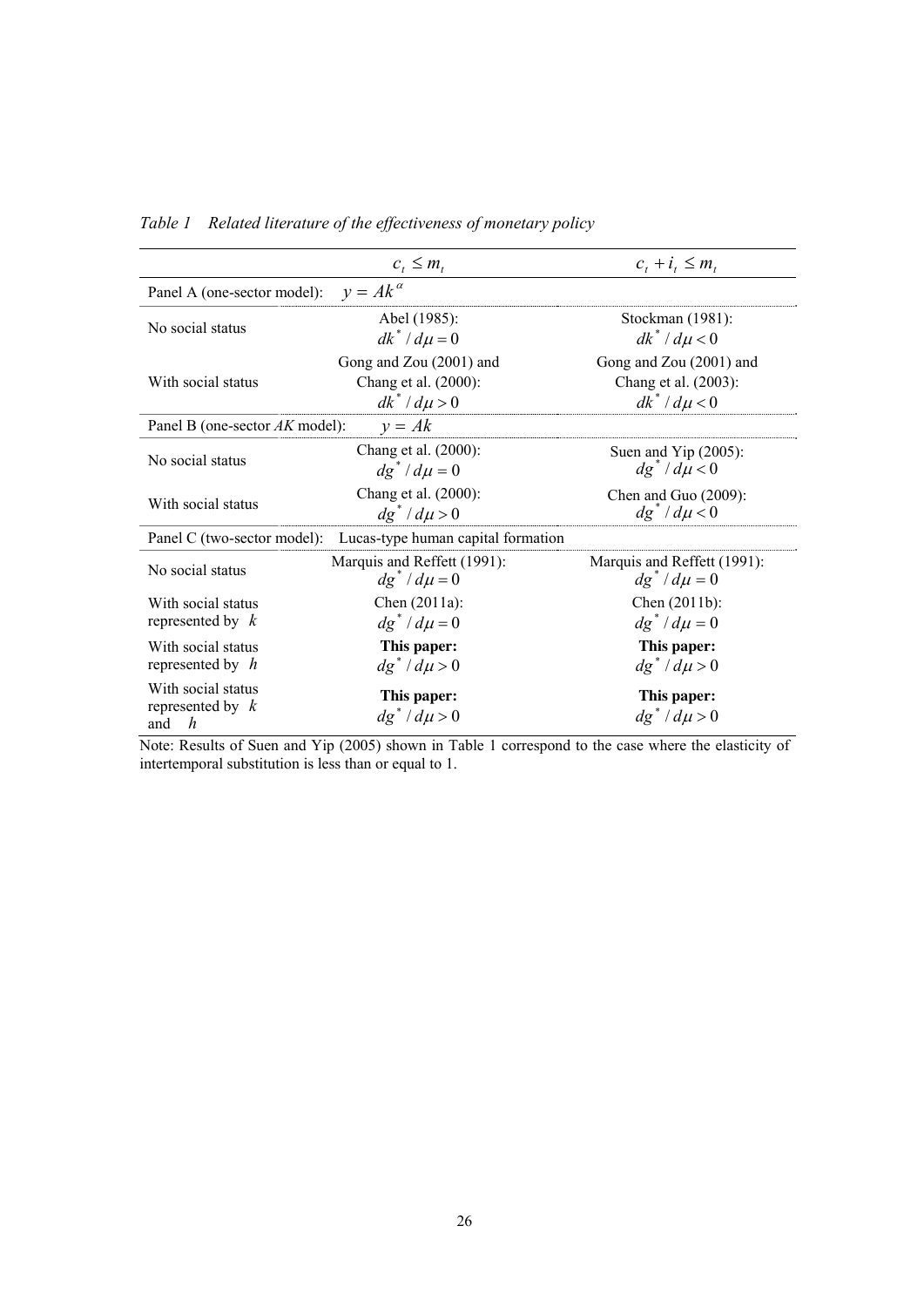*Table 1 Related literature of the effectiveness of monetary policy*

| | $c_t \leq m_t$ | $c_t + i_t \leq m_t$ |
|---|---|---|
| Panel A (one-sector model): $y = Ak^{\alpha}$ | | |
| No social status | Abel (1985): $dk^* / d\mu = 0$ | Stockman (1981): $dk^* / d\mu < 0$ |
| With social status | Gong and Zou (2001) and Chang et al. (2000): $dk^* / d\mu > 0$ | Gong and Zou (2001) and Chang et al. (2003): $dk^* / d\mu < 0$ |
| Panel B (one-sector *AK* model): $y = Ak$ | | |
| No social status | Chang et al. (2000): $dg^* / d\mu = 0$ | Suen and Yip (2005): $dg^* / d\mu < 0$ |
| With social status | Chang et al. (2000): $dg^* / d\mu > 0$ | Chen and Guo (2009): $dg^* / d\mu < 0$ |
| Panel C (two-sector model): Lucas-type human capital formation | | |
| No social status | Marquis and Reffett (1991): $dg^* / d\mu = 0$ | Marquis and Reffett (1991): $dg^* / d\mu = 0$ |
| With social status represented by $k$ | Chen (2011a): $dg^* / d\mu = 0$ | Chen (2011b): $dg^* / d\mu = 0$ |
| With social status represented by $h$ | **This paper:** $dg^* / d\mu > 0$ | **This paper:** $dg^* / d\mu > 0$ |
| With social status represented by $k$ and $h$ | **This paper:** $dg^* / d\mu > 0$ | **This paper:** $dg^* / d\mu > 0$ |

Note: Results of Suen and Yip (2005) shown in Table 1 correspond to the case where the elasticity of intertemporal substitution is less than or equal to 1.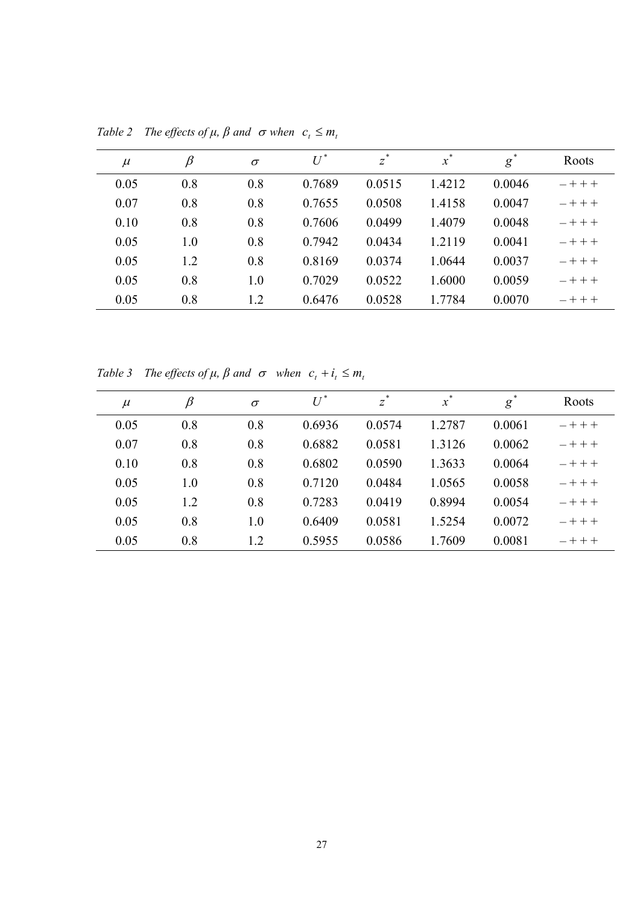*Table 2 The effects of $\mu$, $\beta$ and $\sigma$ when $c_t \leq m_t$*

| $\mu$ | $\beta$ | $\sigma$ | $U^*$ | $z^*$ | $x^*$ | $g^*$ | Roots |
|---|---|---|---|---|---|---|---|
| 0.05 | 0.8 | 0.8 | 0.7689 | 0.0515 | 1.4212 | 0.0046 | $-+++$ |
| 0.07 | 0.8 | 0.8 | 0.7655 | 0.0508 | 1.4158 | 0.0047 | $-+++$ |
| 0.10 | 0.8 | 0.8 | 0.7606 | 0.0499 | 1.4079 | 0.0048 | $-+++$ |
| 0.05 | 1.0 | 0.8 | 0.7942 | 0.0434 | 1.2119 | 0.0041 | $-+++$ |
| 0.05 | 1.2 | 0.8 | 0.8169 | 0.0374 | 1.0644 | 0.0037 | $-+++$ |
| 0.05 | 0.8 | 1.0 | 0.7029 | 0.0522 | 1.6000 | 0.0059 | $-+++$ |
| 0.05 | 0.8 | 1.2 | 0.6476 | 0.0528 | 1.7784 | 0.0070 | $-+++$ |

*Table 3 The effects of $\mu$, $\beta$ and $\sigma$ when $c_t + i_t \leq m_t$*

| $\mu$ | $\beta$ | $\sigma$ | $U^*$ | $z^*$ | $x^*$ | $g^*$ | Roots |
|---|---|---|---|---|---|---|---|
| 0.05 | 0.8 | 0.8 | 0.6936 | 0.0574 | 1.2787 | 0.0061 | $-+++$ |
| 0.07 | 0.8 | 0.8 | 0.6882 | 0.0581 | 1.3126 | 0.0062 | $-+++$ |
| 0.10 | 0.8 | 0.8 | 0.6802 | 0.0590 | 1.3633 | 0.0064 | $-+++$ |
| 0.05 | 1.0 | 0.8 | 0.7120 | 0.0484 | 1.0565 | 0.0058 | $-+++$ |
| 0.05 | 1.2 | 0.8 | 0.7283 | 0.0419 | 0.8994 | 0.0054 | $-+++$ |
| 0.05 | 0.8 | 1.0 | 0.6409 | 0.0581 | 1.5254 | 0.0072 | $-+++$ |
| 0.05 | 0.8 | 1.2 | 0.5955 | 0.0586 | 1.7609 | 0.0081 | $-+++$ |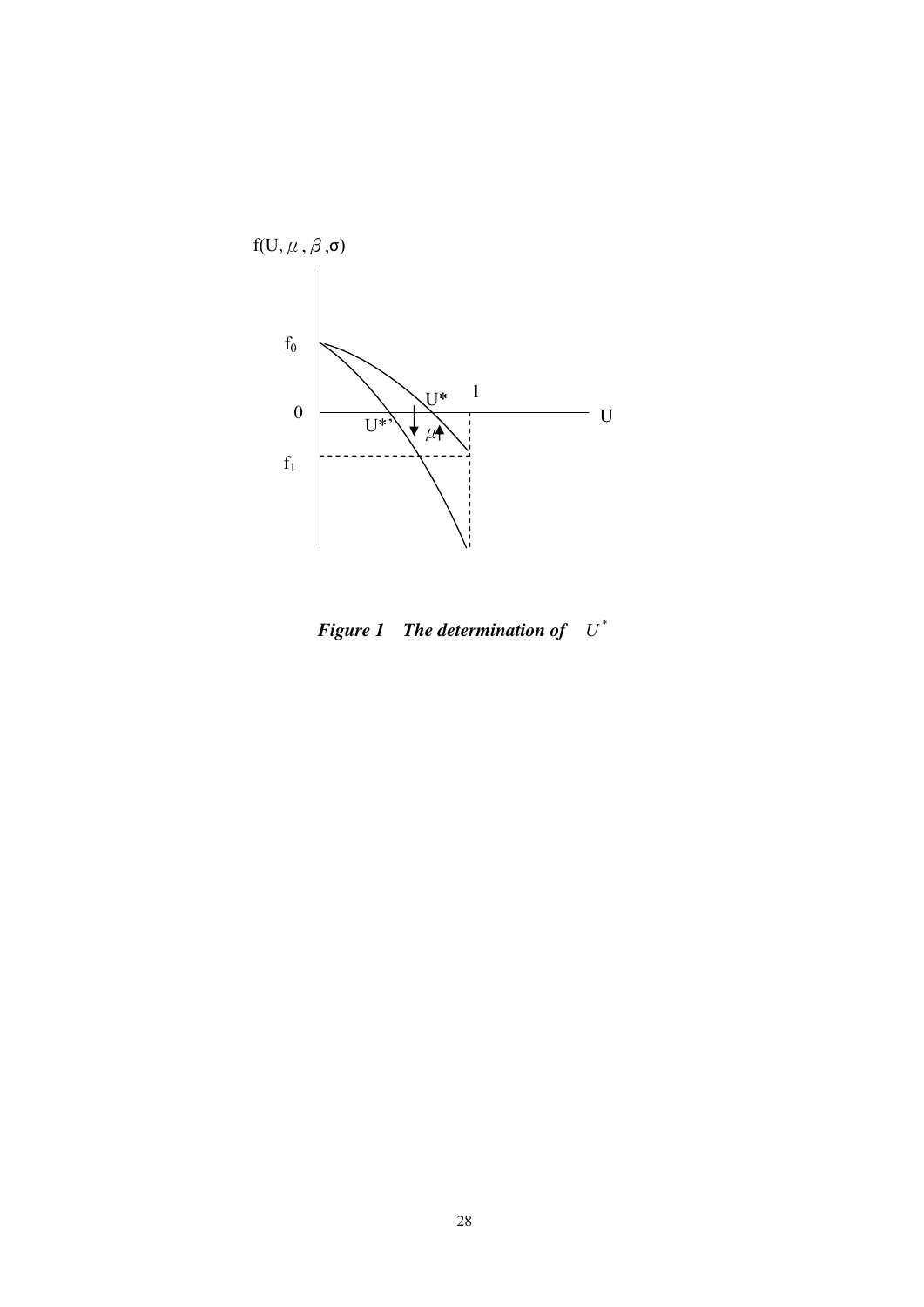***Figure 1 The determination of*** $U^*$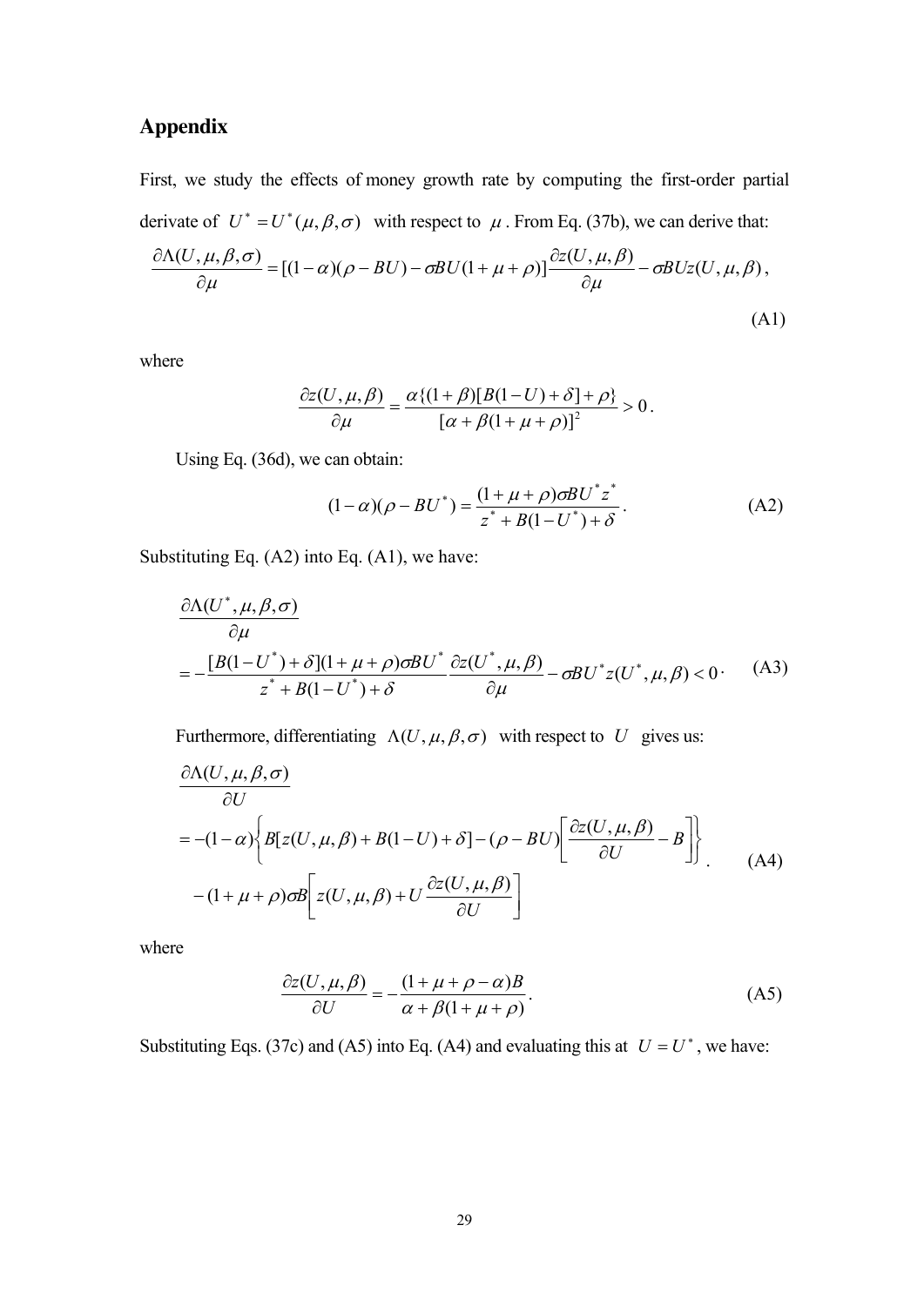# Appendix

First, we study the effects of money growth rate by computing the first-order partial derivate of $U^* = U^*(\mu, \beta, \sigma)$ with respect to $\mu$. From Eq. (37b), we can derive that:

$$\frac{\partial \Lambda(U,\mu,\beta,\sigma)}{\partial \mu} = [(1-\alpha)(\rho - BU) - \sigma BU(1+\mu+\rho)]\frac{\partial z(U,\mu,\beta)}{\partial \mu} - \sigma BUz(U,\mu,\beta), \tag{A1}$$

where

$$\frac{\partial z(U,\mu,\beta)}{\partial \mu} = \frac{\alpha\{(1+\beta)[B(1-U)+\delta]+\rho\}}{[\alpha+\beta(1+\mu+\rho)]^2} > 0.$$

Using Eq. (36d), we can obtain:

$$(1-\alpha)(\rho - BU^*) = \frac{(1+\mu+\rho)\sigma BU^* z^*}{z^* + B(1-U^*)+\delta}. \tag{A2}$$

Substituting Eq. (A2) into Eq. (A1), we have:

$$\begin{aligned}&\frac{\partial \Lambda(U^*,\mu,\beta,\sigma)}{\partial \mu} \\ &= -\frac{[B(1-U^*)+\delta](1+\mu+\rho)\sigma BU^*}{z^* + B(1-U^*)+\delta}\frac{\partial z(U^*,\mu,\beta)}{\partial \mu} - \sigma BU^* z(U^*,\mu,\beta) < 0 \cdot\end{aligned} \tag{A3}$$

Furthermore, differentiating $\Lambda(U,\mu,\beta,\sigma)$ with respect to $U$ gives us:

$$\begin{aligned}&\frac{\partial \Lambda(U,\mu,\beta,\sigma)}{\partial U} \\ &= -(1-\alpha)\left\{B[z(U,\mu,\beta)+B(1-U)+\delta] - (\rho - BU)\left[\frac{\partial z(U,\mu,\beta)}{\partial U} - B\right]\right\} \\ &\quad -(1+\mu+\rho)\sigma B\left[z(U,\mu,\beta) + U\frac{\partial z(U,\mu,\beta)}{\partial U}\right]\end{aligned}. \tag{A4}$$

where

$$\frac{\partial z(U,\mu,\beta)}{\partial U} = -\frac{(1+\mu+\rho-\alpha)B}{\alpha+\beta(1+\mu+\rho)}. \tag{A5}$$

Substituting Eqs. (37c) and (A5) into Eq. (A4) and evaluating this at $U = U^*$, we have: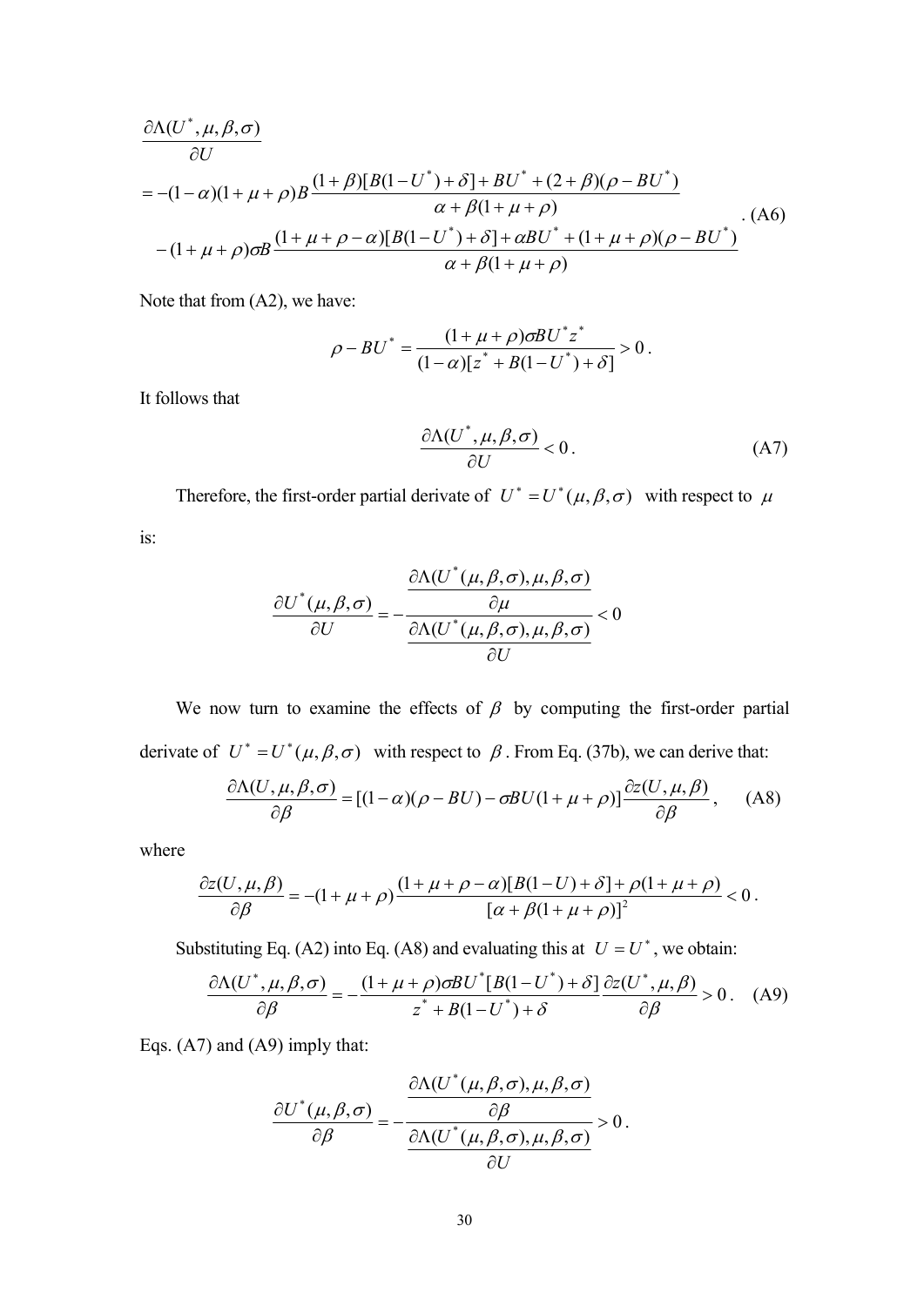$$
\begin{aligned}
&\frac{\partial \Lambda(U^*, \mu, \beta, \sigma)}{\partial U} \\
&= -(1-\alpha)(1+\mu+\rho)B \frac{(1+\beta)[B(1-U^*)+\delta] + BU^* + (2+\beta)(\rho - BU^*)}{\alpha + \beta(1+\mu+\rho)} \\
&\quad - (1+\mu+\rho)\sigma B \frac{(1+\mu+\rho-\alpha)[B(1-U^*)+\delta] + \alpha BU^* + (1+\mu+\rho)(\rho - BU^*)}{\alpha + \beta(1+\mu+\rho)}
\end{aligned} \tag{A6}
$$

Note that from (A2), we have:

$$
\rho - BU^* = \frac{(1+\mu+\rho)\sigma BU^* z^*}{(1-\alpha)[z^* + B(1-U^*) + \delta]} > 0 .
$$

It follows that

$$
\frac{\partial \Lambda(U^*, \mu, \beta, \sigma)}{\partial U} < 0 . \tag{A7}
$$

Therefore, the first-order partial derivate of $U^* = U^*(\mu, \beta, \sigma)$ with respect to $\mu$ is:

$$
\frac{\partial U^*(\mu, \beta, \sigma)}{\partial U} = -\frac{\dfrac{\partial \Lambda(U^*(\mu, \beta, \sigma), \mu, \beta, \sigma)}{\partial \mu}}{\dfrac{\partial \Lambda(U^*(\mu, \beta, \sigma), \mu, \beta, \sigma)}{\partial U}} < 0
$$

We now turn to examine the effects of $\beta$ by computing the first-order partial derivate of $U^* = U^*(\mu, \beta, \sigma)$ with respect to $\beta$. From Eq. (37b), we can derive that:

$$
\frac{\partial \Lambda(U, \mu, \beta, \sigma)}{\partial \beta} = [(1-\alpha)(\rho - BU) - \sigma BU(1+\mu+\rho)] \frac{\partial z(U, \mu, \beta)}{\partial \beta} , \tag{A8}
$$

where

$$
\frac{\partial z(U, \mu, \beta)}{\partial \beta} = -(1+\mu+\rho) \frac{(1+\mu+\rho-\alpha)[B(1-U)+\delta] + \rho(1+\mu+\rho)}{[\alpha + \beta(1+\mu+\rho)]^2} < 0 .
$$

Substituting Eq. (A2) into Eq. (A8) and evaluating this at $U = U^*$, we obtain:

$$
\frac{\partial \Lambda(U^*, \mu, \beta, \sigma)}{\partial \beta} = -\frac{(1+\mu+\rho)\sigma BU^*[B(1-U^*)+\delta]}{z^* + B(1-U^*) + \delta} \frac{\partial z(U^*, \mu, \beta)}{\partial \beta} > 0 . \tag{A9}
$$

Eqs. (A7) and (A9) imply that:

$$
\frac{\partial U^*(\mu, \beta, \sigma)}{\partial \beta} = -\frac{\dfrac{\partial \Lambda(U^*(\mu, \beta, \sigma), \mu, \beta, \sigma)}{\partial \beta}}{\dfrac{\partial \Lambda(U^*(\mu, \beta, \sigma), \mu, \beta, \sigma)}{\partial U}} > 0 .
$$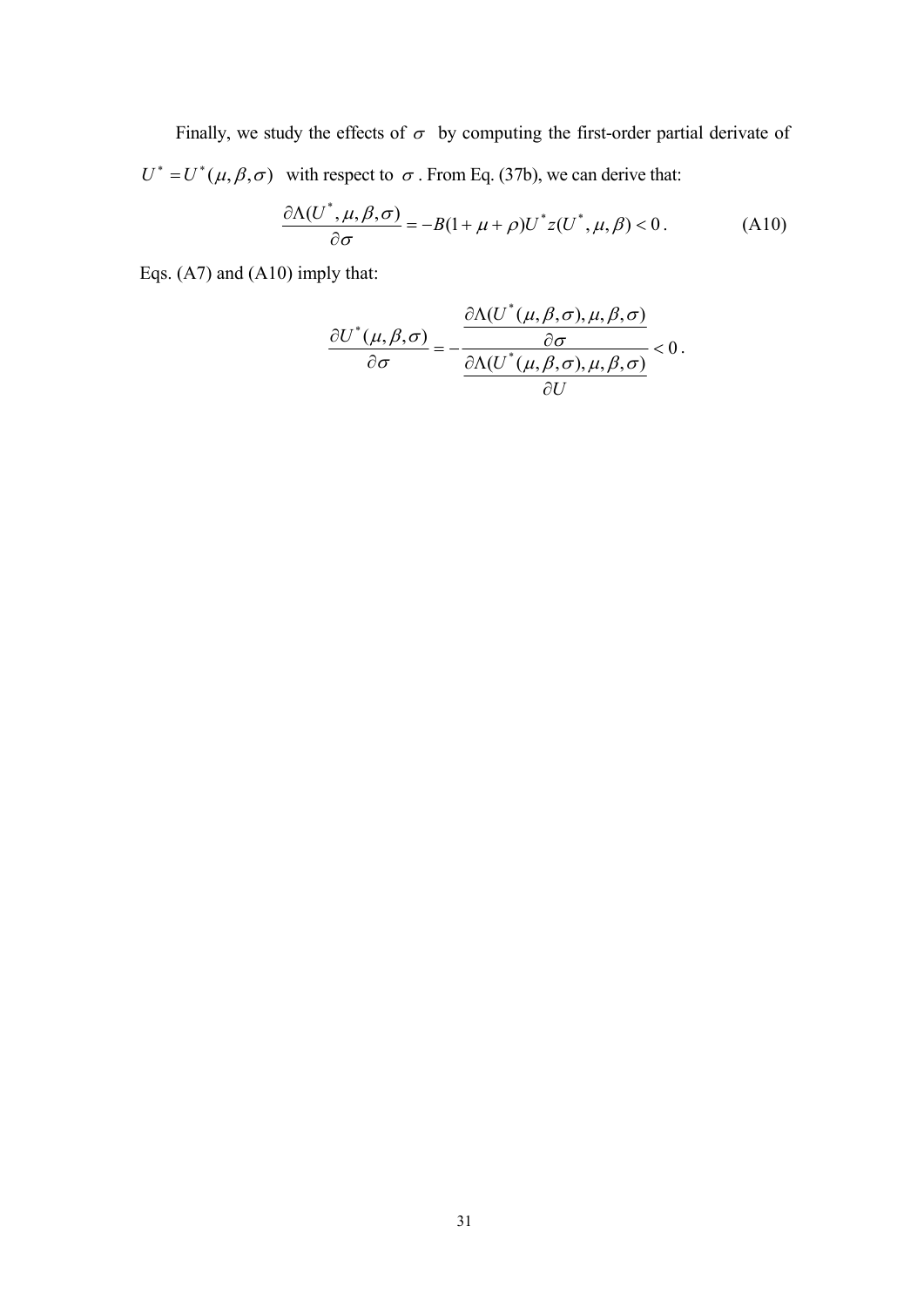Finally, we study the effects of $\sigma$ by computing the first-order partial derivate of $U^* = U^*(\mu, \beta, \sigma)$ with respect to $\sigma$. From Eq. (37b), we can derive that:

$$\frac{\partial \Lambda(U^*, \mu, \beta, \sigma)}{\partial \sigma} = -B(1+\mu+\rho)U^* z(U^*, \mu, \beta) < 0. \tag{A10}$$

Eqs. (A7) and (A10) imply that:

$$\frac{\partial U^*(\mu, \beta, \sigma)}{\partial \sigma} = -\frac{\dfrac{\partial \Lambda(U^*(\mu, \beta, \sigma), \mu, \beta, \sigma)}{\partial \sigma}}{\dfrac{\partial \Lambda(U^*(\mu, \beta, \sigma), \mu, \beta, \sigma)}{\partial U}} < 0.$$